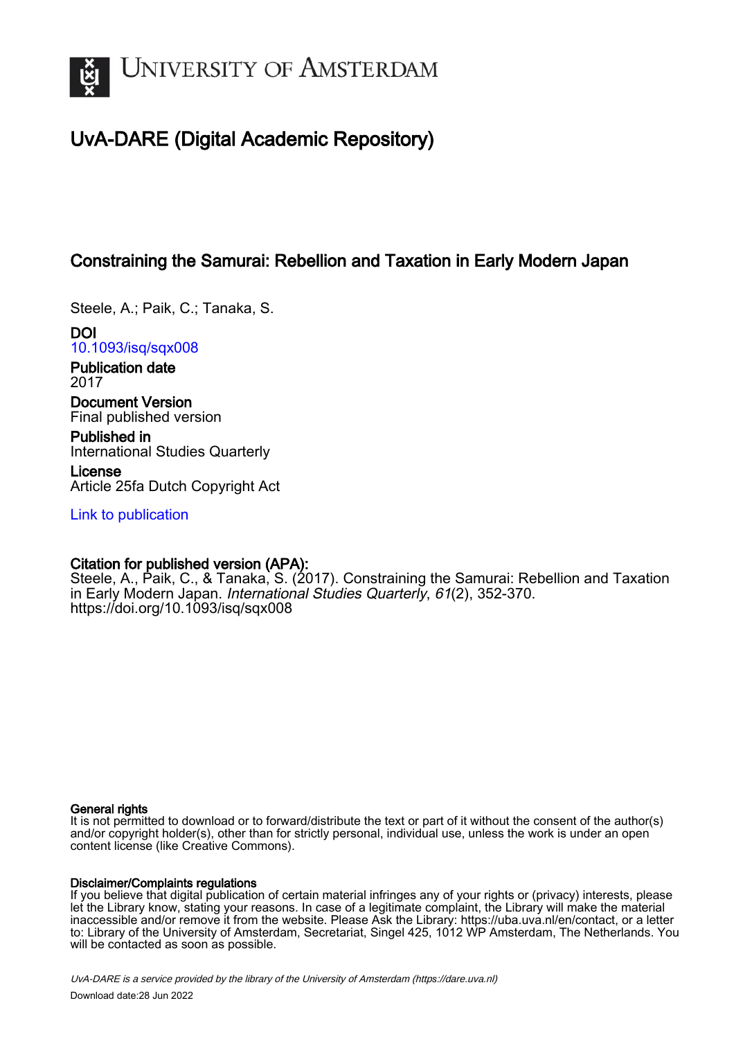# UvA-DARE (Digital Academic Repository)

## Constraining the Samurai: Rebellion and Taxation in Early Modern Japan

Steele, A.; Paik, C.; Tanaka, S.

**DOI**
10.1093/isq/sqx008

**Publication date**
2017

**Document Version**
Final published version

**Published in**
International Studies Quarterly

**License**
Article 25fa Dutch Copyright Act

Link to publication

**Citation for published version (APA):**
Steele, A., Paik, C., & Tanaka, S. (2017). Constraining the Samurai: Rebellion and Taxation in Early Modern Japan. *International Studies Quarterly*, *61*(2), 352-370. https://doi.org/10.1093/isq/sqx008

**General rights**
It is not permitted to download or to forward/distribute the text or part of it without the consent of the author(s) and/or copyright holder(s), other than for strictly personal, individual use, unless the work is under an open content license (like Creative Commons).

**Disclaimer/Complaints regulations**
If you believe that digital publication of certain material infringes any of your rights or (privacy) interests, please let the Library know, stating your reasons. In case of a legitimate complaint, the Library will make the material inaccessible and/or remove it from the website. Please Ask the Library: https://uba.uva.nl/en/contact, or a letter to: Library of the University of Amsterdam, Secretariat, Singel 425, 1012 WP Amsterdam, The Netherlands. You will be contacted as soon as possible.

UvA-DARE is a service provided by the library of the University of Amsterdam (https://dare.uva.nl)

Download date:28 Jun 2022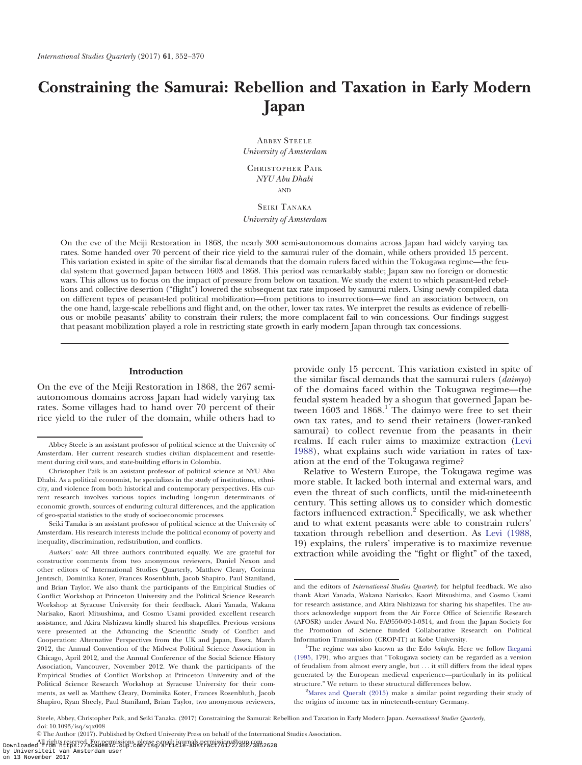# Constraining the Samurai: Rebellion and Taxation in Early Modern Japan

Abbey Steele
*University of Amsterdam*

Christopher Paik
*NYU Abu Dhabi*
and

Seiki Tanaka
*University of Amsterdam*

On the eve of the Meiji Restoration in 1868, the nearly 300 semi-autonomous domains across Japan had widely varying tax rates. Some handed over 70 percent of their rice yield to the samurai ruler of the domain, while others provided 15 percent. This variation existed in spite of the similar fiscal demands that the domain rulers faced within the Tokugawa regime—the feudal system that governed Japan between 1603 and 1868. This period was remarkably stable; Japan saw no foreign or domestic wars. This allows us to focus on the impact of pressure from below on taxation. We study the extent to which peasant-led rebellions and collective desertion ("flight") lowered the subsequent tax rate imposed by samurai rulers. Using newly compiled data on different types of peasant-led political mobilization—from petitions to insurrections—we find an association between, on the one hand, large-scale rebellions and flight and, on the other, lower tax rates. We interpret the results as evidence of rebellious or mobile peasants' ability to constrain their rulers; the more complacent fail to win concessions. Our findings suggest that peasant mobilization played a role in restricting state growth in early modern Japan through tax concessions.

## Introduction

On the eve of the Meiji Restoration in 1868, the 267 semi-autonomous domains across Japan had widely varying tax rates. Some villages had to hand over 70 percent of their rice yield to the ruler of the domain, while others had to provide only 15 percent. This variation existed in spite of the similar fiscal demands that the samurai rulers (*daimyo*) of the domains faced within the Tokugawa regime—the feudal system headed by a shogun that governed Japan between 1603 and 1868.[1] The daimyo were free to set their own tax rates, and to send their retainers (lower-ranked samurai) to collect revenue from the peasants in their realms. If each ruler aims to maximize extraction (Levi 1988), what explains such wide variation in rates of taxation at the end of the Tokugawa regime?

Relative to Western Europe, the Tokugawa regime was more stable. It lacked both internal and external wars, and even the threat of such conflicts, until the mid-nineteenth century. This setting allows us to consider which domestic factors influenced extraction.[2] Specifically, we ask whether and to what extent peasants were able to constrain rulers' taxation through rebellion and desertion. As Levi (1988, 19) explains, the rulers' imperative is to maximize revenue extraction while avoiding the "fight or flight" of the taxed,

---

Abbey Steele is an assistant professor of political science at the University of Amsterdam. Her current research studies civilian displacement and resettlement during civil wars, and state-building efforts in Colombia.

Christopher Paik is an assistant professor of political science at NYU Abu Dhabi. As a political economist, he specializes in the study of institutions, ethnicity, and violence from both historical and contemporary perspectives. His current research involves various topics including long-run determinants of economic growth, sources of enduring cultural differences, and the application of geo-spatial statistics to the study of socioeconomic processes.

Seiki Tanaka is an assistant professor of political science at the University of Amsterdam. His research interests include the political economy of poverty and inequality, discrimination, redistribution, and conflicts.

*Authors' note:* All three authors contributed equally. We are grateful for constructive comments from two anonymous reviewers, Daniel Nexon and other editors of International Studies Quarterly, Matthew Cleary, Corinna Jentzsch, Dominika Koter, Frances Rosenbluth, Jacob Shapiro, Paul Staniland, and Brian Taylor. We also thank the participants of the Empirical Studies of Conflict Workshop at Princeton University and the Political Science Research Workshop at Syracuse University for their feedback. Akari Yanada, Wakana Narisako, Kaori Mitsushima, and Cosmo Usami provided excellent research assistance, and Akira Nishizawa kindly shared his shapefiles. Previous versions were presented at the Advancing the Scientific Study of Conflict and Cooperation: Alternative Perspectives from the UK and Japan, Essex, March 2012, the Annual Convention of the Midwest Political Science Association in Chicago, April 2012, and the Annual Conference of the Social Science History Association, Vancouver, November 2012. We thank the participants of the Empirical Studies of Conflict Workshop at Princeton University and of the Political Science Research Workshop at Syracuse University for their comments, as well as Matthew Cleary, Dominika Koter, Frances Rosenbluth, Jacob Shapiro, Ryan Sheely, Paul Staniland, Brian Taylor, two anonymous reviewers, and the editors of *International Studies Quarterly* for helpful feedback. We also thank Akari Yanada, Wakana Narisako, Kaori Mitsushima, and Cosmo Usami for research assistance, and Akira Nishizawa for sharing his shapefiles. The authors acknowledge support from the Air Force Office of Scientific Research (AFOSR) under Award No. FA9550-09-1-0314, and from the Japan Society for the Promotion of Science funded Collaborative Research on Political Information Transmission (CROP-IT) at Kobe University.

[1] The regime was also known as the Edo *bakufu*. Here we follow Ikegami (1995, 179), who argues that "Tokugawa society can be regarded as a version of feudalism from almost every angle, but ... it still differs from the ideal types generated by the European medieval experience—particularly in its political structure." We return to these structural differences below.

[2] Mares and Queralt (2015) make a similar point regarding their study of the origins of income tax in nineteenth-century Germany.

Steele, Abbey, Christopher Paik, and Seiki Tanaka. (2017) Constraining the Samurai: Rebellion and Taxation in Early Modern Japan. *International Studies Quarterly*, doi: 10.1093/isq/sqx008

© The Author (2017). Published by Oxford University Press on behalf of the International Studies Association.
All rights reserved. For permissions, please e-mail: journals.permissions@oup.com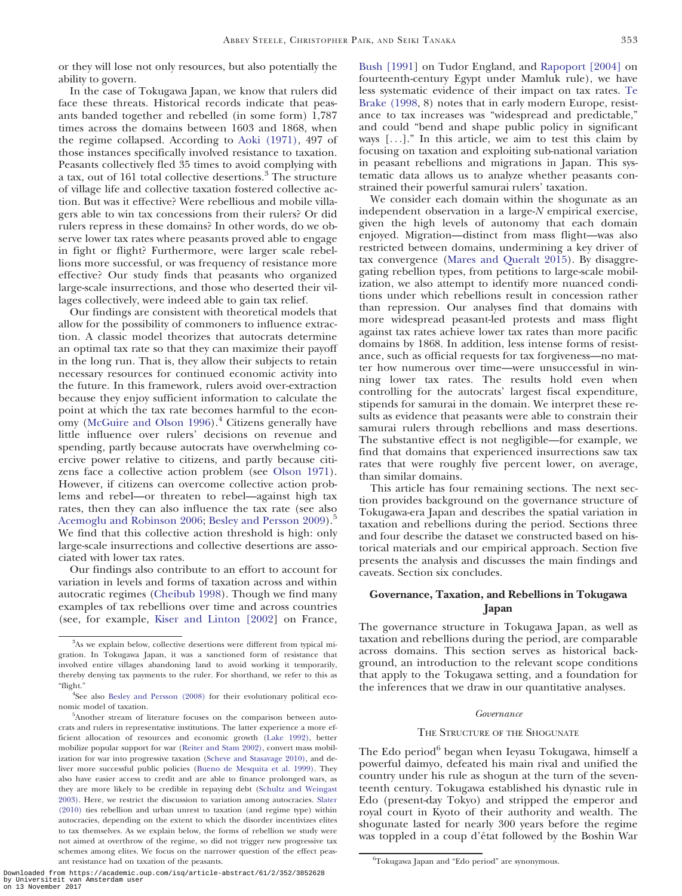or they will lose not only resources, but also potentially the ability to govern.

In the case of Tokugawa Japan, we know that rulers did face these threats. Historical records indicate that peasants banded together and rebelled (in some form) 1,787 times across the domains between 1603 and 1868, when the regime collapsed. According to Aoki (1971), 497 of those instances specifically involved resistance to taxation. Peasants collectively fled 35 times to avoid complying with a tax, out of 161 total collective desertions.[3] The structure of village life and collective taxation fostered collective action. But was it effective? Were rebellious and mobile villagers able to win tax concessions from their rulers? Or did rulers repress in these domains? In other words, do we observe lower tax rates where peasants proved able to engage in fight or flight? Furthermore, were larger scale rebellions more successful, or was frequency of resistance more effective? Our study finds that peasants who organized large-scale insurrections, and those who deserted their villages collectively, were indeed able to gain tax relief.

Our findings are consistent with theoretical models that allow for the possibility of commoners to influence extraction. A classic model theorizes that autocrats determine an optimal tax rate so that they can maximize their payoff in the long run. That is, they allow their subjects to retain necessary resources for continued economic activity into the future. In this framework, rulers avoid over-extraction because they enjoy sufficient information to calculate the point at which the tax rate becomes harmful to the economy (McGuire and Olson 1996).[4] Citizens generally have little influence over rulers' decisions on revenue and spending, partly because autocrats have overwhelming coercive power relative to citizens, and partly because citizens face a collective action problem (see Olson 1971). However, if citizens can overcome collective action problems and rebel—or threaten to rebel—against high tax rates, then they can also influence the tax rate (see also Acemoglu and Robinson 2006; Besley and Persson 2009).[5] We find that this collective action threshold is high: only large-scale insurrections and collective desertions are associated with lower tax rates.

Our findings also contribute to an effort to account for variation in levels and forms of taxation across and within autocratic regimes (Cheibub 1998). Though we find many examples of tax rebellions over time and across countries (see, for example, Kiser and Linton [2002] on France, Bush [1991] on Tudor England, and Rapoport [2004] on fourteenth-century Egypt under Mamluk rule), we have less systematic evidence of their impact on tax rates. Te Brake (1998, 8) notes that in early modern Europe, resistance to tax increases was "widespread and predictable," and could "bend and shape public policy in significant ways […]." In this article, we aim to test this claim by focusing on taxation and exploiting sub-national variation in peasant rebellions and migrations in Japan. This systematic data allows us to analyze whether peasants constrained their powerful samurai rulers' taxation.

We consider each domain within the shogunate as an independent observation in a large-*N* empirical exercise, given the high levels of autonomy that each domain enjoyed. Migration—distinct from mass flight—was also restricted between domains, undermining a key driver of tax convergence (Mares and Queralt 2015). By disaggregating rebellion types, from petitions to large-scale mobilization, we also attempt to identify more nuanced conditions under which rebellions result in concession rather than repression. Our analyses find that domains with more widespread peasant-led protests and mass flight against tax rates achieve lower tax rates than more pacific domains by 1868. In addition, less intense forms of resistance, such as official requests for tax forgiveness—no matter how numerous over time—were unsuccessful in winning lower tax rates. The results hold even when controlling for the autocrats' largest fiscal expenditure, stipends for samurai in the domain. We interpret these results as evidence that peasants were able to constrain their samurai rulers through rebellions and mass desertions. The substantive effect is not negligible—for example, we find that domains that experienced insurrections saw tax rates that were roughly five percent lower, on average, than similar domains.

This article has four remaining sections. The next section provides background on the governance structure of Tokugawa-era Japan and describes the spatial variation in taxation and rebellions during the period. Sections three and four describe the dataset we constructed based on historical materials and our empirical approach. Section five presents the analysis and discusses the main findings and caveats. Section six concludes.

## Governance, Taxation, and Rebellions in Tokugawa Japan

The governance structure in Tokugawa Japan, as well as taxation and rebellions during the period, are comparable across domains. This section serves as historical background, an introduction to the relevant scope conditions that apply to the Tokugawa setting, and a foundation for the inferences that we draw in our quantitative analyses.

### *Governance*

#### The Structure of the Shogunate

The Edo period[6] began when Ieyasu Tokugawa, himself a powerful daimyo, defeated his main rival and unified the country under his rule as shogun at the turn of the seventeenth century. Tokugawa established his dynastic rule in Edo (present-day Tokyo) and stripped the emperor and royal court in Kyoto of their authority and wealth. The shogunate lasted for nearly 300 years before the regime was toppled in a coup d'état followed by the Boshin War

---

[3] As we explain below, collective desertions were different from typical migration. In Tokugawa Japan, it was a sanctioned form of resistance that involved entire villages abandoning land to avoid working it temporarily, thereby denying tax payments to the ruler. For shorthand, we refer to this as "flight."

[4] See also Besley and Persson (2008) for their evolutionary political economic model of taxation.

[5] Another stream of literature focuses on the comparison between autocrats and rulers in representative institutions. The latter experience a more efficient allocation of resources and economic growth (Lake 1992), better mobilize popular support for war (Reiter and Stam 2002), convert mass mobilization for war into progressive taxation (Scheve and Stasavage 2010), and deliver more successful public policies (Bueno de Mesquita et al. 1999). They also have easier access to credit and are able to finance prolonged wars, as they are more likely to be credible in repaying debt (Schultz and Weingast 2003). Here, we restrict the discussion to variation among autocracies. Slater (2010) ties rebellion and urban unrest to taxation (and regime type) within autocracies, depending on the extent to which the disorder incentivizes elites to tax themselves. As we explain below, the forms of rebellion we study were not aimed at overthrow of the regime, so did not trigger new progressive tax schemes among elites. We focus on the narrower question of the effect peasant resistance had on taxation of the peasants.

[6] Tokugawa Japan and "Edo period" are synonymous.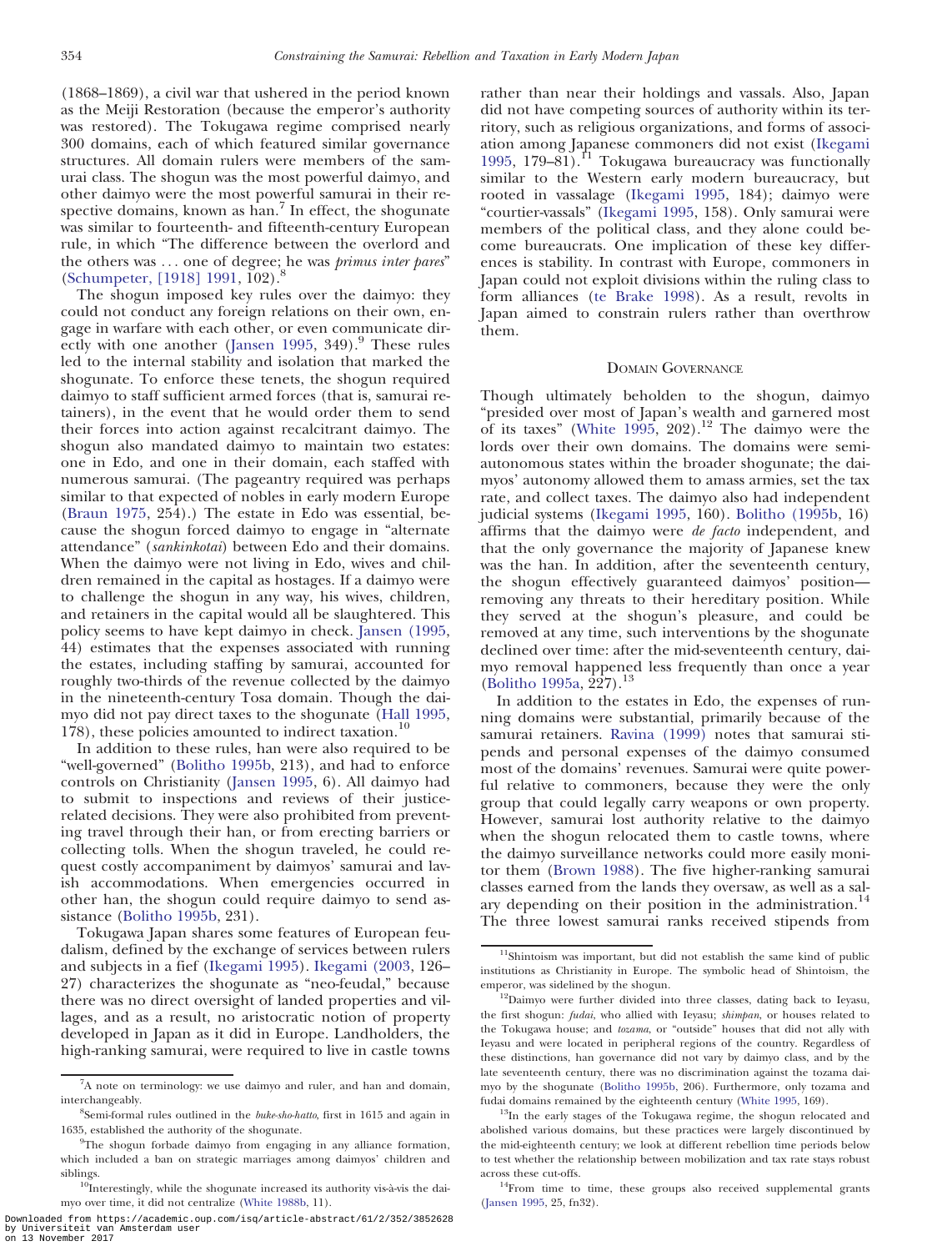(1868–1869), a civil war that ushered in the period known as the Meiji Restoration (because the emperor's authority was restored). The Tokugawa regime comprised nearly 300 domains, each of which featured similar governance structures. All domain rulers were members of the samurai class. The shogun was the most powerful daimyo, and other daimyo were the most powerful samurai in their respective domains, known as han.[7] In effect, the shogunate was similar to fourteenth- and fifteenth-century European rule, in which "The difference between the overlord and the others was ... one of degree; he was *primus inter pares*" (Schumpeter, [1918] 1991, 102).[8]

The shogun imposed key rules over the daimyo: they could not conduct any foreign relations on their own, engage in warfare with each other, or even communicate directly with one another (Jansen 1995, 349).[9] These rules led to the internal stability and isolation that marked the shogunate. To enforce these tenets, the shogun required daimyo to staff sufficient armed forces (that is, samurai retainers), in the event that he would order them to send their forces into action against recalcitrant daimyo. The shogun also mandated daimyo to maintain two estates: one in Edo, and one in their domain, each staffed with numerous samurai. (The pageantry required was perhaps similar to that expected of nobles in early modern Europe (Braun 1975, 254).) The estate in Edo was essential, because the shogun forced daimyo to engage in "alternate attendance" (*sankinkotai*) between Edo and their domains. When the daimyo were not living in Edo, wives and children remained in the capital as hostages. If a daimyo were to challenge the shogun in any way, his wives, children, and retainers in the capital would all be slaughtered. This policy seems to have kept daimyo in check. Jansen (1995, 44) estimates that the expenses associated with running the estates, including staffing by samurai, accounted for roughly two-thirds of the revenue collected by the daimyo in the nineteenth-century Tosa domain. Though the daimyo did not pay direct taxes to the shogunate (Hall 1995, 178), these policies amounted to indirect taxation.[10]

In addition to these rules, han were also required to be "well-governed" (Bolitho 1995b, 213), and had to enforce controls on Christianity (Jansen 1995, 6). All daimyo had to submit to inspections and reviews of their justice-related decisions. They were also prohibited from preventing travel through their han, or from erecting barriers or collecting tolls. When the shogun traveled, he could request costly accompaniment by daimyos' samurai and lavish accommodations. When emergencies occurred in other han, the shogun could require daimyo to send assistance (Bolitho 1995b, 231).

Tokugawa Japan shares some features of European feudalism, defined by the exchange of services between rulers and subjects in a fief (Ikegami 1995). Ikegami (2003, 126–27) characterizes the shogunate as "neo-feudal," because there was no direct oversight of landed properties and villages, and as a result, no aristocratic notion of property developed in Japan as it did in Europe. Landholders, the high-ranking samurai, were required to live in castle towns rather than near their holdings and vassals. Also, Japan did not have competing sources of authority within its territory, such as religious organizations, and forms of association among Japanese commoners did not exist (Ikegami 1995, 179–81).[11] Tokugawa bureaucracy was functionally similar to the Western early modern bureaucracy, but rooted in vassalage (Ikegami 1995, 184); daimyo were "courtier-vassals" (Ikegami 1995, 158). Only samurai were members of the political class, and they alone could become bureaucrats. One implication of these key differences is stability. In contrast with Europe, commoners in Japan could not exploit divisions within the ruling class to form alliances (te Brake 1998). As a result, revolts in Japan aimed to constrain rulers rather than overthrow them.

## Domain Governance

Though ultimately beholden to the shogun, daimyo "presided over most of Japan's wealth and garnered most of its taxes" (White 1995, 202).[12] The daimyo were the lords over their own domains. The domains were semi-autonomous states within the broader shogunate; the daimyos' autonomy allowed them to amass armies, set the tax rate, and collect taxes. The daimyo also had independent judicial systems (Ikegami 1995, 160). Bolitho (1995b, 16) affirms that the daimyo were *de facto* independent, and that the only governance the majority of Japanese knew was the han. In addition, after the seventeenth century, the shogun effectively guaranteed daimyos' position—removing any threats to their hereditary position. While they served at the shogun's pleasure, and could be removed at any time, such interventions by the shogunate declined over time: after the mid-seventeenth century, daimyo removal happened less frequently than once a year (Bolitho 1995a, 227).[13]

In addition to the estates in Edo, the expenses of running domains were substantial, primarily because of the samurai retainers. Ravina (1999) notes that samurai stipends and personal expenses of the daimyo consumed most of the domains' revenues. Samurai were quite powerful relative to commoners, because they were the only group that could legally carry weapons or own property. However, samurai lost authority relative to the daimyo when the shogun relocated them to castle towns, where the daimyo surveillance networks could more easily monitor them (Brown 1988). The five higher-ranking samurai classes earned from the lands they oversaw, as well as a salary depending on their position in the administration.[14] The three lowest samurai ranks received stipends from

---

[7] A note on terminology: we use daimyo and ruler, and han and domain, interchangeably.

[8] Semi-formal rules outlined in the *buke-sho-hatto*, first in 1615 and again in 1635, established the authority of the shogunate.

[9] The shogun forbade daimyo from engaging in any alliance formation, which included a ban on strategic marriages among daimyos' children and siblings.

[10] Interestingly, while the shogunate increased its authority vis-à-vis the daimyo over time, it did not centralize (White 1988b, 11).

[11] Shintoism was important, but did not establish the same kind of public institutions as Christianity in Europe. The symbolic head of Shintoism, the emperor, was sidelined by the shogun.

[12] Daimyo were further divided into three classes, dating back to Ieyasu, the first shogun: *fudai*, who allied with Ieyasu; *shimpan*, or houses related to the Tokugawa house; and *tozama*, or "outside" houses that did not ally with Ieyasu and were located in peripheral regions of the country. Regardless of these distinctions, han governance did not vary by daimyo class, and by the late seventeenth century, there was no discrimination against the tozama daimyo by the shogunate (Bolitho 1995b, 206). Furthermore, only tozama and fudai domains remained by the eighteenth century (White 1995, 169).

[13] In the early stages of the Tokugawa regime, the shogun relocated and abolished various domains, but these practices were largely discontinued by the mid-eighteenth century; we look at different rebellion time periods below to test whether the relationship between mobilization and tax rate stays robust across these cut-offs.

[14] From time to time, these groups also received supplemental grants (Jansen 1995, 25, fn32).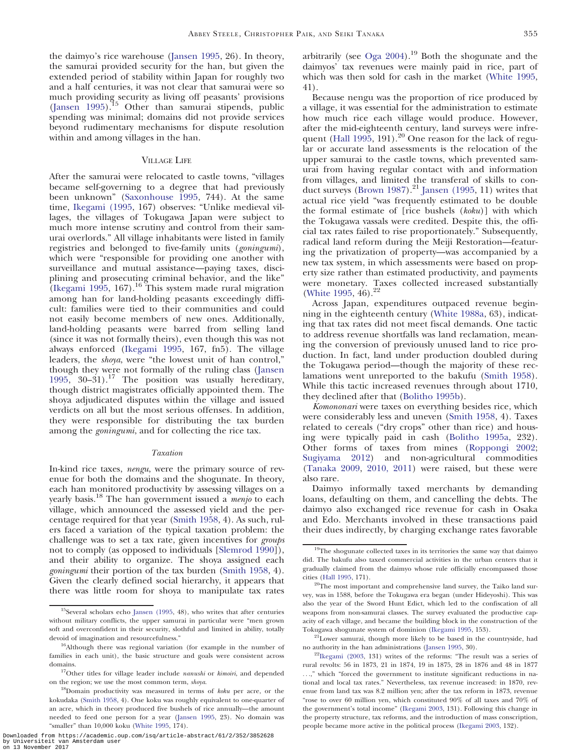the daimyo's rice warehouse (Jansen 1995, 26). In theory, the samurai provided security for the han, but given the extended period of stability within Japan for roughly two and a half centuries, it was not clear that samurai were so much providing security as living off peasants' provisions (Jansen 1995).[15] Other than samurai stipends, public spending was minimal; domains did not provide services beyond rudimentary mechanisms for dispute resolution within and among villages in the han.

## Village Life

After the samurai were relocated to castle towns, "villages became self-governing to a degree that had previously been unknown" (Saxonhouse 1995, 744). At the same time, Ikegami (1995, 167) observes: "Unlike medieval villages, the villages of Tokugawa Japan were subject to much more intense scrutiny and control from their samurai overlords." All village inhabitants were listed in family registries and belonged to five-family units (*goningumi*), which were "responsible for providing one another with surveillance and mutual assistance—paying taxes, disciplining and prosecuting criminal behavior, and the like" (Ikegami 1995, 167).[16] This system made rural migration among han for land-holding peasants exceedingly difficult: families were tied to their communities and could not easily become members of new ones. Additionally, land-holding peasants were barred from selling land (since it was not formally theirs), even though this was not always enforced (Ikegami 1995, 167, fn5). The village leaders, the *shoya*, were "the lowest unit of han control," though they were not formally of the ruling class (Jansen 1995, 30–31).[17] The position was usually hereditary, though district magistrates officially appointed them. The shoya adjudicated disputes within the village and issued verdicts on all but the most serious offenses. In addition, they were responsible for distributing the tax burden among the *goningumi*, and for collecting the rice tax.

### *Taxation*

In-kind rice taxes, *nengu*, were the primary source of revenue for both the domains and the shogunate. In theory, each han monitored productivity by assessing villages on a yearly basis.[18] The han government issued a *menjo* to each village, which announced the assessed yield and the percentage required for that year (Smith 1958, 4). As such, rulers faced a variation of the typical taxation problem: the challenge was to set a tax rate, given incentives for *groups* not to comply (as opposed to individuals [Slemrod 1990]), and their ability to organize. The shoya assigned each *goningumi* their portion of the tax burden (Smith 1958, 4). Given the clearly defined social hierarchy, it appears that there was little room for shoya to manipulate tax rates arbitrarily (see Oga 2004).[19] Both the shogunate and the daimyos' tax revenues were mainly paid in rice, part of which was then sold for cash in the market (White 1995, 41).

Because nengu was the proportion of rice produced by a village, it was essential for the administration to estimate how much rice each village would produce. However, after the mid-eighteenth century, land surveys were infrequent (Hall 1995, 191).[20] One reason for the lack of regular or accurate land assessments is the relocation of the upper samurai to the castle towns, which prevented samurai from having regular contact with and information from villages, and limited the transferal of skills to conduct surveys (Brown 1987).[21] Jansen (1995, 11) writes that actual rice yield "was frequently estimated to be double the formal estimate of [rice bushels (*koku*)] with which the Tokugawa vassals were credited. Despite this, the official tax rates failed to rise proportionately." Subsequently, radical land reform during the Meiji Restoration—featuring the privatization of property—was accompanied by a new tax system, in which assessments were based on property size rather than estimated productivity, and payments were monetary. Taxes collected increased substantially (White 1995, 46).[22]

Across Japan, expenditures outpaced revenue beginning in the eighteenth century (White 1988a, 63), indicating that tax rates did not meet fiscal demands. One tactic to address revenue shortfalls was land reclamation, meaning the conversion of previously unused land to rice production. In fact, land under production doubled during the Tokugawa period—though the majority of these reclamations went unreported to the bakufu (Smith 1958). While this tactic increased revenues through about 1710, they declined after that (Bolitho 1995b).

*Komononari* were taxes on everything besides rice, which were considerably less and uneven (Smith 1958, 4). Taxes related to cereals ("dry crops" other than rice) and housing were typically paid in cash (Bolitho 1995a, 232). Other forms of taxes from mines (Roppongi 2002; Sugiyama 2012) and non-agricultural commodities (Tanaka 2009, 2010, 2011) were raised, but these were also rare.

Daimyo informally taxed merchants by demanding loans, defaulting on them, and cancelling the debts. The daimyo also exchanged rice revenue for cash in Osaka and Edo. Merchants involved in these transactions paid their dues indirectly, by charging exchange rates favorable

---

[15] Several scholars echo Jansen (1995, 48), who writes that after centuries without military conflicts, the upper samurai in particular were "men grown soft and overconfident in their security, slothful and limited in ability, totally devoid of imagination and resourcefulness."

[16] Although there was regional variation (for example in the number of families in each unit), the basic structure and goals were consistent across domains.

[17] Other titles for village leader include *nanushi* or *kimoiri*, and depended on the region; we use the most common term, *shoya*.

[18] Domain productivity was measured in terms of *koku* per acre, or the kokudaka (Smith 1958, 4). One koku was roughly equivalent to one-quarter of an acre, which in theory produced five bushels of rice annually—the amount needed to feed one person for a year (Jansen 1995, 23). No domain was "smaller" than 10,000 koku (White 1995, 174).

[19] The shogunate collected taxes in its territories the same way that daimyo did. The bakufu also taxed commercial activities in the urban centers that it gradually claimed from the daimyo whose rule officially encompassed those cities (Hall 1995, 171).

[20] The most important and comprehensive land survey, the Taiko land survey, was in 1588, before the Tokugawa era began (under Hideyoshi). This was also the year of the Sword Hunt Edict, which led to the confiscation of all weapons from non-samurai classes. The survey evaluated the productive capacity of each village, and became the building block in the construction of the Tokugawa shogunate system of dominion (Ikegami 1995, 153).

[21] Lower samurai, though more likely to be based in the countryside, had no authority in the han administrations (Jansen 1995, 30).

[22] Ikegami (2003, 131) writes of the reforms: "The result was a series of rural revolts: 56 in 1873, 21 in 1874, 19 in 1875, 28 in 1876 and 48 in 1877 . . .," which "forced the government to institute significant reductions in national and local tax rates." Nevertheless, tax revenue increased: in 1870, revenue from land tax was 8.2 million yen; after the tax reform in 1873, revenue "rose to over 60 million yen, which constituted 90% of all taxes and 70% of the government's total income" (Ikegami 2003, 131). Following this change in the property structure, tax reforms, and the introduction of mass conscription, people became more active in the political process (Ikegami 2003, 132).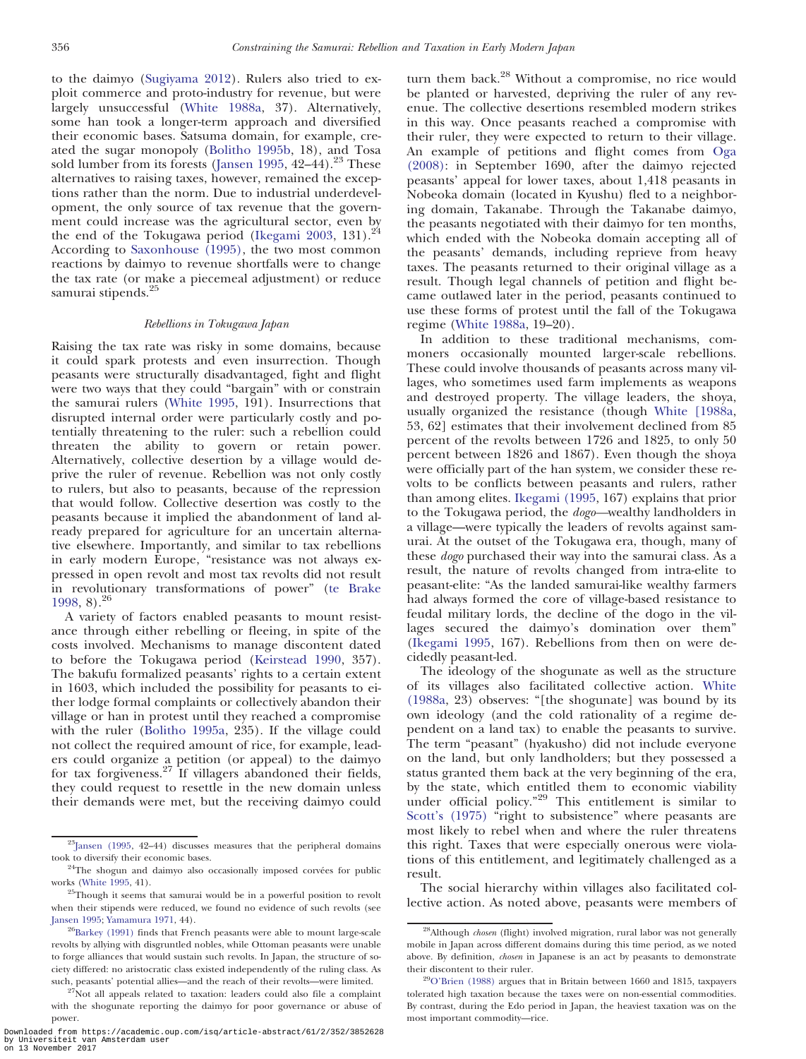to the daimyo (Sugiyama 2012). Rulers also tried to exploit commerce and proto-industry for revenue, but were largely unsuccessful (White 1988a, 37). Alternatively, some han took a longer-term approach and diversified their economic bases. Satsuma domain, for example, created the sugar monopoly (Bolitho 1995b, 18), and Tosa sold lumber from its forests (Jansen 1995, 42–44).[23] These alternatives to raising taxes, however, remained the exceptions rather than the norm. Due to industrial underdevelopment, the only source of tax revenue that the government could increase was the agricultural sector, even by the end of the Tokugawa period (Ikegami 2003, 131).[24] According to Saxonhouse (1995), the two most common reactions by daimyo to revenue shortfalls were to change the tax rate (or make a piecemeal adjustment) or reduce samurai stipends.[25]

### *Rebellions in Tokugawa Japan*

Raising the tax rate was risky in some domains, because it could spark protests and even insurrection. Though peasants were structurally disadvantaged, fight and flight were two ways that they could "bargain" with or constrain the samurai rulers (White 1995, 191). Insurrections that disrupted internal order were particularly costly and potentially threatening to the ruler: such a rebellion could threaten the ability to govern or retain power. Alternatively, collective desertion by a village would deprive the ruler of revenue. Rebellion was not only costly to rulers, but also to peasants, because of the repression that would follow. Collective desertion was costly to the peasants because it implied the abandonment of land already prepared for agriculture for an uncertain alternative elsewhere. Importantly, and similar to tax rebellions in early modern Europe, "resistance was not always expressed in open revolt and most tax revolts did not result in revolutionary transformations of power" (te Brake 1998, 8).[26]

A variety of factors enabled peasants to mount resistance through either rebelling or fleeing, in spite of the costs involved. Mechanisms to manage discontent dated to before the Tokugawa period (Keirstead 1990, 357). The bakufu formalized peasants' rights to a certain extent in 1603, which included the possibility for peasants to either lodge formal complaints or collectively abandon their village or han in protest until they reached a compromise with the ruler (Bolitho 1995a, 235). If the village could not collect the required amount of rice, for example, leaders could organize a petition (or appeal) to the daimyo for tax forgiveness.[27] If villagers abandoned their fields, they could request to resettle in the new domain unless their demands were met, but the receiving daimyo could turn them back.[28] Without a compromise, no rice would be planted or harvested, depriving the ruler of any revenue. The collective desertions resembled modern strikes in this way. Once peasants reached a compromise with their ruler, they were expected to return to their village. An example of petitions and flight comes from Oga (2008): in September 1690, after the daimyo rejected peasants' appeal for lower taxes, about 1,418 peasants in Nobeoka domain (located in Kyushu) fled to a neighboring domain, Takanabe. Through the Takanabe daimyo, the peasants negotiated with their daimyo for ten months, which ended with the Nobeoka domain accepting all of the peasants' demands, including reprieve from heavy taxes. The peasants returned to their original village as a result. Though legal channels of petition and flight became outlawed later in the period, peasants continued to use these forms of protest until the fall of the Tokugawa regime (White 1988a, 19–20).

In addition to these traditional mechanisms, commoners occasionally mounted larger-scale rebellions. These could involve thousands of peasants across many villages, who sometimes used farm implements as weapons and destroyed property. The village leaders, the shoya, usually organized the resistance (though White [1988a, 53, 62] estimates that their involvement declined from 85 percent of the revolts between 1726 and 1825, to only 50 percent between 1826 and 1867). Even though the shoya were officially part of the han system, we consider these revolts to be conflicts between peasants and rulers, rather than among elites. Ikegami (1995, 167) explains that prior to the Tokugawa period, the *dogo*—wealthy landholders in a village—were typically the leaders of revolts against samurai. At the outset of the Tokugawa era, though, many of these *dogo* purchased their way into the samurai class. As a result, the nature of revolts changed from intra-elite to peasant-elite: "As the landed samurai-like wealthy farmers had always formed the core of village-based resistance to feudal military lords, the decline of the dogo in the villages secured the daimyo's domination over them" (Ikegami 1995, 167). Rebellions from then on were decidedly peasant-led.

The ideology of the shogunate as well as the structure of its villages also facilitated collective action. White (1988a, 23) observes: "[the shogunate] was bound by its own ideology (and the cold rationality of a regime dependent on a land tax) to enable the peasants to survive. The term "peasant" (hyakusho) did not include everyone on the land, but only landholders; but they possessed a status granted them back at the very beginning of the era, by the state, which entitled them to economic viability under official policy."[29] This entitlement is similar to Scott's (1975) "right to subsistence" where peasants are most likely to rebel when and where the ruler threatens this right. Taxes that were especially onerous were violations of this entitlement, and legitimately challenged as a result.

The social hierarchy within villages also facilitated collective action. As noted above, peasants were members of

---

[23] Jansen (1995, 42–44) discusses measures that the peripheral domains took to diversify their economic bases.

[24] The shogun and daimyo also occasionally imposed corvées for public works (White 1995, 41).

[25] Though it seems that samurai would be in a powerful position to revolt when their stipends were reduced, we found no evidence of such revolts (see Jansen 1995; Yamamura 1971, 44).

[26] Barkey (1991) finds that French peasants were able to mount large-scale revolts by allying with disgruntled nobles, while Ottoman peasants were unable to forge alliances that would sustain such revolts. In Japan, the structure of society differed: no aristocratic class existed independently of the ruling class. As such, peasants' potential allies—and the reach of their revolts—were limited.

[27] Not all appeals related to taxation: leaders could also file a complaint with the shogunate reporting the daimyo for poor governance or abuse of power.

[28] Although *chosen* (flight) involved migration, rural labor was not generally mobile in Japan across different domains during this time period, as we noted above. By definition, *chosen* in Japanese is an act by peasants to demonstrate their discontent to their ruler.

[29] O'Brien (1988) argues that in Britain between 1660 and 1815, taxpayers tolerated high taxation because the taxes were on non-essential commodities. By contrast, during the Edo period in Japan, the heaviest taxation was on the most important commodity—rice.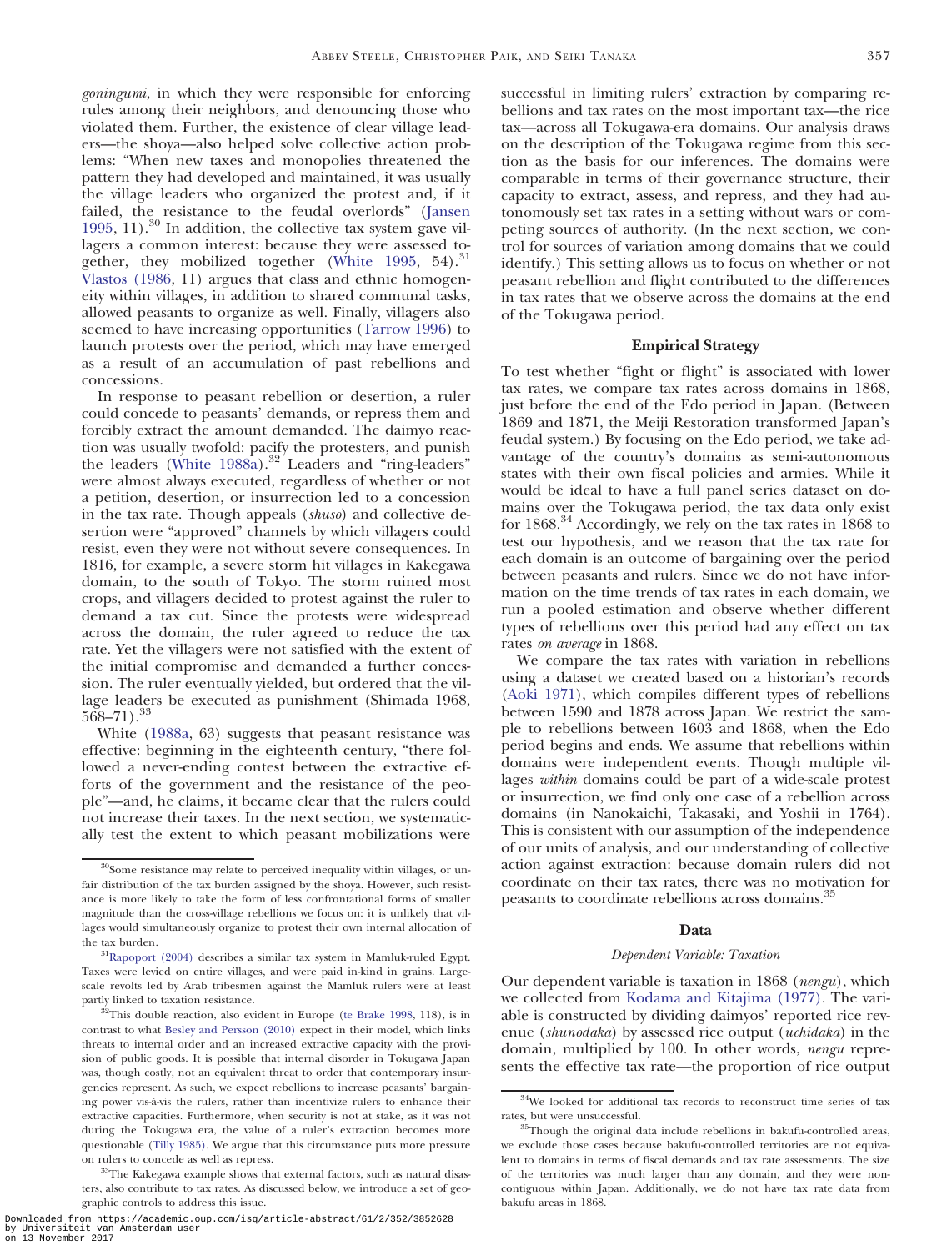*goningumi*, in which they were responsible for enforcing rules among their neighbors, and denouncing those who violated them. Further, the existence of clear village leaders—the shoya—also helped solve collective action problems: "When new taxes and monopolies threatened the pattern they had developed and maintained, it was usually the village leaders who organized the protest and, if it failed, the resistance to the feudal overlords" (Jansen 1995, 11).[30] In addition, the collective tax system gave villagers a common interest: because they were assessed together, they mobilized together (White 1995, 54).[31] Vlastos (1986, 11) argues that class and ethnic homogeneity within villages, in addition to shared communal tasks, allowed peasants to organize as well. Finally, villagers also seemed to have increasing opportunities (Tarrow 1996) to launch protests over the period, which may have emerged as a result of an accumulation of past rebellions and concessions.

In response to peasant rebellion or desertion, a ruler could concede to peasants' demands, or repress them and forcibly extract the amount demanded. The daimyo reaction was usually twofold: pacify the protesters, and punish the leaders (White 1988a).[32] Leaders and "ring-leaders" were almost always executed, regardless of whether or not a petition, desertion, or insurrection led to a concession in the tax rate. Though appeals (*shuso*) and collective desertion were "approved" channels by which villagers could resist, even they were not without severe consequences. In 1816, for example, a severe storm hit villages in Kakegawa domain, to the south of Tokyo. The storm ruined most crops, and villagers decided to protest against the ruler to demand a tax cut. Since the protests were widespread across the domain, the ruler agreed to reduce the tax rate. Yet the villagers were not satisfied with the extent of the initial compromise and demanded a further concession. The ruler eventually yielded, but ordered that the village leaders be executed as punishment (Shimada 1968, 568–71).[33]

White (1988a, 63) suggests that peasant resistance was effective: beginning in the eighteenth century, "there followed a never-ending contest between the extractive efforts of the government and the resistance of the people"—and, he claims, it became clear that the rulers could not increase their taxes. In the next section, we systematically test the extent to which peasant mobilizations were successful in limiting rulers' extraction by comparing rebellions and tax rates on the most important tax—the rice tax—across all Tokugawa-era domains. Our analysis draws on the description of the Tokugawa regime from this section as the basis for our inferences. The domains were comparable in terms of their governance structure, their capacity to extract, assess, and repress, and they had autonomously set tax rates in a setting without wars or competing sources of authority. (In the next section, we control for sources of variation among domains that we could identify.) This setting allows us to focus on whether or not peasant rebellion and flight contributed to the differences in tax rates that we observe across the domains at the end of the Tokugawa period.

## Empirical Strategy

To test whether "fight or flight" is associated with lower tax rates, we compare tax rates across domains in 1868, just before the end of the Edo period in Japan. (Between 1869 and 1871, the Meiji Restoration transformed Japan's feudal system.) By focusing on the Edo period, we take advantage of the country's domains as semi-autonomous states with their own fiscal policies and armies. While it would be ideal to have a full panel series dataset on domains over the Tokugawa period, the tax data only exist for 1868.[34] Accordingly, we rely on the tax rates in 1868 to test our hypothesis, and we reason that the tax rate for each domain is an outcome of bargaining over the period between peasants and rulers. Since we do not have information on the time trends of tax rates in each domain, we run a pooled estimation and observe whether different types of rebellions over this period had any effect on tax rates *on average* in 1868.

We compare the tax rates with variation in rebellions using a dataset we created based on a historian's records (Aoki 1971), which compiles different types of rebellions between 1590 and 1878 across Japan. We restrict the sample to rebellions between 1603 and 1868, when the Edo period begins and ends. We assume that rebellions within domains were independent events. Though multiple villages *within* domains could be part of a wide-scale protest or insurrection, we find only one case of a rebellion across domains (in Nanokaichi, Takasaki, and Yoshii in 1764). This is consistent with our assumption of the independence of our units of analysis, and our understanding of collective action against extraction: because domain rulers did not coordinate on their tax rates, there was no motivation for peasants to coordinate rebellions across domains.[35]

## Data

### Dependent Variable: Taxation

Our dependent variable is taxation in 1868 (*nengu*), which we collected from Kodama and Kitajima (1977). The variable is constructed by dividing daimyos' reported rice revenue (*shunodaka*) by assessed rice output (*uchidaka*) in the domain, multiplied by 100. In other words, *nengu* represents the effective tax rate—the proportion of rice output

---

[30] Some resistance may relate to perceived inequality within villages, or unfair distribution of the tax burden assigned by the shoya. However, such resistance is more likely to take the form of less confrontational forms of smaller magnitude than the cross-village rebellions we focus on: it is unlikely that villages would simultaneously organize to protest their own internal allocation of the tax burden.

[31] Rapoport (2004) describes a similar tax system in Mamluk-ruled Egypt. Taxes were levied on entire villages, and were paid in-kind in grains. Large-scale revolts led by Arab tribesmen against the Mamluk rulers were at least partly linked to taxation resistance.

[32] This double reaction, also evident in Europe (te Brake 1998, 118), is in contrast to what Besley and Persson (2010) expect in their model, which links threats to internal order and an increased extractive capacity with the provision of public goods. It is possible that internal disorder in Tokugawa Japan was, though costly, not an equivalent threat to order that contemporary insurgencies represent. As such, we expect rebellions to increase peasants' bargaining power vis-à-vis the rulers, rather than incentivize rulers to enhance their extractive capacities. Furthermore, when security is not at stake, as it was not during the Tokugawa era, the value of a ruler's extraction becomes more questionable (Tilly 1985). We argue that this circumstance puts more pressure on rulers to concede as well as repress.

[33] The Kakegawa example shows that external factors, such as natural disasters, also contribute to tax rates. As discussed below, we introduce a set of geographic controls to address this issue.

[34] We looked for additional tax records to reconstruct time series of tax rates, but were unsuccessful.

[35] Though the original data include rebellions in bakufu-controlled areas, we exclude those cases because bakufu-controlled territories are not equivalent to domains in terms of fiscal demands and tax rate assessments. The size of the territories was much larger than any domain, and they were noncontiguous within Japan. Additionally, we do not have tax rate data from bakufu areas in 1868.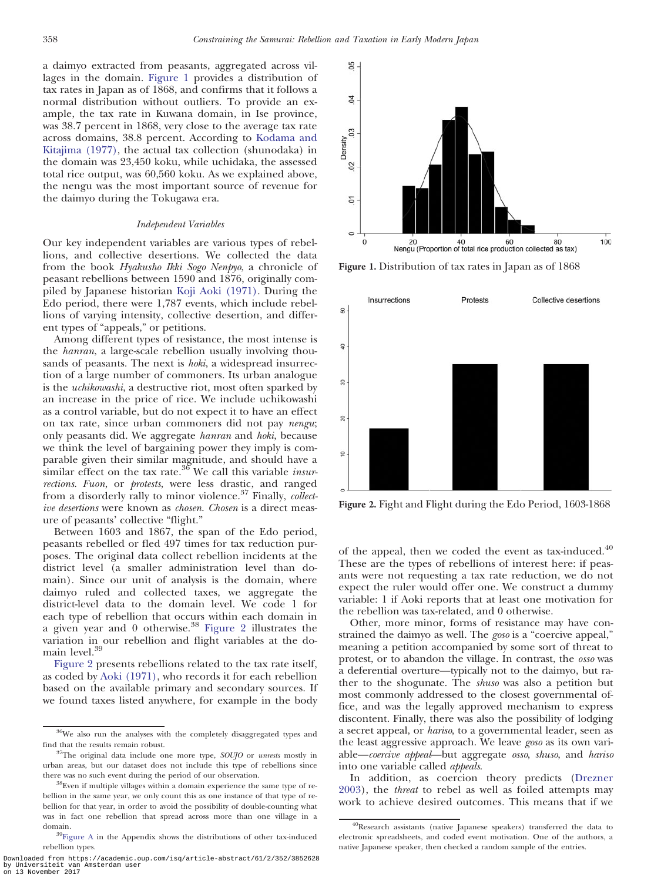a daimyo extracted from peasants, aggregated across villages in the domain. Figure 1 provides a distribution of tax rates in Japan as of 1868, and confirms that it follows a normal distribution without outliers. To provide an example, the tax rate in Kuwana domain, in Ise province, was 38.7 percent in 1868, very close to the average tax rate across domains, 38.8 percent. According to Kodama and Kitajima (1977), the actual tax collection (shunodaka) in the domain was 23,450 koku, while uchidaka, the assessed total rice output, was 60,560 koku. As we explained above, the nengu was the most important source of revenue for the daimyo during the Tokugawa era.

### *Independent Variables*

Our key independent variables are various types of rebellions, and collective desertions. We collected the data from the book *Hyakusho Ikki Sogo Nenpyo*, a chronicle of peasant rebellions between 1590 and 1876, originally compiled by Japanese historian Koji Aoki (1971). During the Edo period, there were 1,787 events, which include rebellions of varying intensity, collective desertion, and different types of "appeals," or petitions.

Among different types of resistance, the most intense is the *hanran*, a large-scale rebellion usually involving thousands of peasants. The next is *hoki*, a widespread insurrection of a large number of commoners. Its urban analogue is the *uchikowashi*, a destructive riot, most often sparked by an increase in the price of rice. We include uchikowashi as a control variable, but do not expect it to have an effect on tax rate, since urban commoners did not pay *nengu*; only peasants did. We aggregate *hanran* and *hoki*, because we think the level of bargaining power they imply is comparable given their similar magnitude, and should have a similar effect on the tax rate.[36] We call this variable *insurrections*. *Fuon*, or *protests*, were less drastic, and ranged from a disorderly rally to minor violence.[37] Finally, *collective desertions* were known as *chosen*. *Chosen* is a direct measure of peasants' collective "flight."

Between 1603 and 1867, the span of the Edo period, peasants rebelled or fled 497 times for tax reduction purposes. The original data collect rebellion incidents at the district level (a smaller administration level than domain). Since our unit of analysis is the domain, where daimyo ruled and collected taxes, we aggregate the district-level data to the domain level. We code 1 for each type of rebellion that occurs within each domain in a given year and 0 otherwise.[38] Figure 2 illustrates the variation in our rebellion and flight variables at the domain level.[39]

Figure 2 presents rebellions related to the tax rate itself, as coded by Aoki (1971), who records it for each rebellion based on the available primary and secondary sources. If we found taxes listed anywhere, for example in the body of the appeal, then we coded the event as tax-induced.[40] These are the types of rebellions of interest here: if peasants were not requesting a tax rate reduction, we do not expect the ruler would offer one. We construct a dummy variable: 1 if Aoki reports that at least one motivation for the rebellion was tax-related, and 0 otherwise.

Other, more minor, forms of resistance may have constrained the daimyo as well. The *goso* is a "coercive appeal," meaning a petition accompanied by some sort of threat to protest, or to abandon the village. In contrast, the *osso* was a deferential overture—typically not to the daimyo, but rather to the shogunate. The *shuso* was also a petition but most commonly addressed to the closest governmental office, and was the legally approved mechanism to express discontent. Finally, there was also the possibility of lodging a secret appeal, or *hariso*, to a governmental leader, seen as the least aggressive approach. We leave *goso* as its own variable—*coercive appeal*—but aggregate *osso*, *shuso*, and *hariso* into one variable called *appeals*.

In addition, as coercion theory predicts (Drezner 2003), the *threat* to rebel as well as foiled attempts may work to achieve desired outcomes. This means that if we

**Figure 1.** Distribution of tax rates in Japan as of 1868

**Figure 2.** Fight and Flight during the Edo Period, 1603-1868

[36] We also run the analyses with the completely disaggregated types and find that the results remain robust.

[37] The original data include one more type, *SOUJO* or *unrests* mostly in urban areas, but our dataset does not include this type of rebellions since there was no such event during the period of our observation.

[38] Even if multiple villages within a domain experience the same type of rebellion in the same year, we only count this as one instance of that type of rebellion for that year, in order to avoid the possibility of double-counting what was in fact one rebellion that spread across more than one village in a domain.

[39] Figure A in the Appendix shows the distributions of other tax-induced rebellion types.

[40] Research assistants (native Japanese speakers) transferred the data to electronic spreadsheets, and coded event motivation. One of the authors, a native Japanese speaker, then checked a random sample of the entries.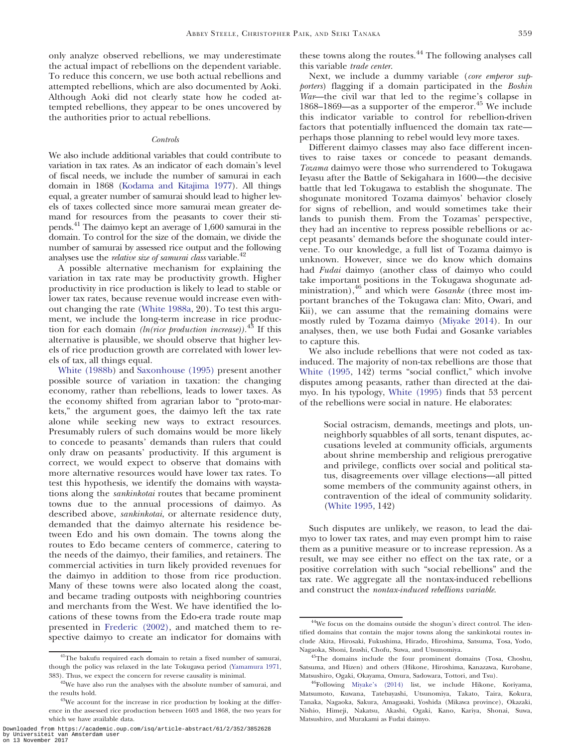only analyze observed rebellions, we may underestimate the actual impact of rebellions on the dependent variable. To reduce this concern, we use both actual rebellions and attempted rebellions, which are also documented by Aoki. Although Aoki did not clearly state how he coded attempted rebellions, they appear to be ones uncovered by the authorities prior to actual rebellions.

#### *Controls*

We also include additional variables that could contribute to variation in tax rates. As an indicator of each domain's level of fiscal needs, we include the number of samurai in each domain in 1868 (Kodama and Kitajima 1977). All things equal, a greater number of samurai should lead to higher levels of taxes collected since more samurai mean greater demand for resources from the peasants to cover their stipends.[41] The daimyo kept an average of 1,600 samurai in the domain. To control for the size of the domain, we divide the number of samurai by assessed rice output and the following analyses use the *relative size of samurai class* variable.[42]

A possible alternative mechanism for explaining the variation in tax rate may be productivity growth. Higher productivity in rice production is likely to lead to stable or lower tax rates, because revenue would increase even without changing the rate (White 1988a, 20). To test this argument, we include the long-term increase in rice production for each domain *(ln(rice production increase))*.[43] If this alternative is plausible, we should observe that higher levels of rice production growth are correlated with lower levels of tax, all things equal.

White (1988b) and Saxonhouse (1995) present another possible source of variation in taxation: the changing economy, rather than rebellions, leads to lower taxes. As the economy shifted from agrarian labor to "proto-markets," the argument goes, the daimyo left the tax rate alone while seeking new ways to extract resources. Presumably rulers of such domains would be more likely to concede to peasants' demands than rulers that could only draw on peasants' productivity. If this argument is correct, we would expect to observe that domains with more alternative resources would have lower tax rates. To test this hypothesis, we identify the domains with waystations along the *sankinkotai* routes that became prominent towns due to the annual processions of daimyo. As described above, *sankinkotai*, or alternate residence duty, demanded that the daimyo alternate his residence between Edo and his own domain. The towns along the routes to Edo became centers of commerce, catering to the needs of the daimyo, their families, and retainers. The commercial activities in turn likely provided revenues for the daimyo in addition to those from rice production. Many of these towns were also located along the coast, and became trading outposts with neighboring countries and merchants from the West. We have identified the locations of these towns from the Edo-era trade route map presented in Frederic (2002), and matched them to respective daimyo to create an indicator for domains with these towns along the routes.[44] The following analyses call this variable *trade center*.

Next, we include a dummy variable (*core emperor supporters*) flagging if a domain participated in the *Boshin War*—the civil war that led to the regime's collapse in 1868–1869—as a supporter of the emperor.[45] We include this indicator variable to control for rebellion-driven factors that potentially influenced the domain tax rate—perhaps those planning to rebel would levy more taxes.

Different daimyo classes may also face different incentives to raise taxes or concede to peasant demands. *Tozama* daimyo were those who surrendered to Tokugawa Ieyasu after the Battle of Sekigahara in 1600—the decisive battle that led Tokugawa to establish the shogunate. The shogunate monitored Tozama daimyos' behavior closely for signs of rebellion, and would sometimes take their lands to punish them. From the Tozamas' perspective, they had an incentive to repress possible rebellions or accept peasants' demands before the shogunate could intervene. To our knowledge, a full list of Tozama daimyo is unknown. However, since we do know which domains had *Fudai* daimyo (another class of daimyo who could take important positions in the Tokugawa shogunate administration),[46] and which were *Gosanke* (three most important branches of the Tokugawa clan: Mito, Owari, and Kii), we can assume that the remaining domains were mostly ruled by Tozama daimyo (Miyake 2014). In our analyses, then, we use both Fudai and Gosanke variables to capture this.

We also include rebellions that were not coded as tax-induced. The majority of non-tax rebellions are those that White (1995, 142) terms "social conflict," which involve disputes among peasants, rather than directed at the daimyo. In his typology, White (1995) finds that 53 percent of the rebellions were social in nature. He elaborates:

> Social ostracism, demands, meetings and plots, unneighborly squabbles of all sorts, tenant disputes, accusations leveled at community officials, arguments about shrine membership and religious prerogative and privilege, conflicts over social and political status, disagreements over village elections—all pitted some members of the community against others, in contravention of the ideal of community solidarity. (White 1995, 142)

Such disputes are unlikely, we reason, to lead the daimyo to lower tax rates, and may even prompt him to raise them as a punitive measure or to increase repression. As a result, we may see either no effect on the tax rate, or a positive correlation with such "social rebellions" and the tax rate. We aggregate all the nontax-induced rebellions and construct the *nontax-induced rebellions variable*.

---

[41] The bakufu required each domain to retain a fixed number of samurai, though the policy was relaxed in the late Tokugawa period (Yamamura 1971, 383). Thus, we expect the concern for reverse causality is minimal.

[42] We have also run the analyses with the absolute number of samurai, and the results hold.

[43] We account for the increase in rice production by looking at the difference in the assessed rice production between 1603 and 1868, the two years for which we have available data.

[44] We focus on the domains outside the shogun's direct control. The identified domains that contain the major towns along the sankinkotai routes include Akita, Hirosaki, Fukushima, Hirado, Hiroshima, Satsuma, Tosa, Yodo, Nagaoka, Shoni, Izushi, Chofu, Suwa, and Utsunomiya.

[45] The domains include the four prominent domains (Tosa, Choshu, Satsuma, and Hizen) and others (Hikone, Hiroshima, Kanazawa, Kurobane, Matsushiro, Ogaki, Okayama, Omura, Sadowara, Tottori, and Tsu).

[46] Following Miyake's (2014) list, we include Hikone, Koriyama, Matsumoto, Kuwana, Tatebayashi, Utsunomiya, Takato, Taira, Kokura, Tanaka, Nagaoka, Sakura, Amagasaki, Yoshida (Mikawa province), Okazaki, Nishio, Himeji, Nakatsu, Akashi, Ogaki, Kano, Kariya, Shonai, Suwa, Matsushiro, and Murakami as Fudai daimyo.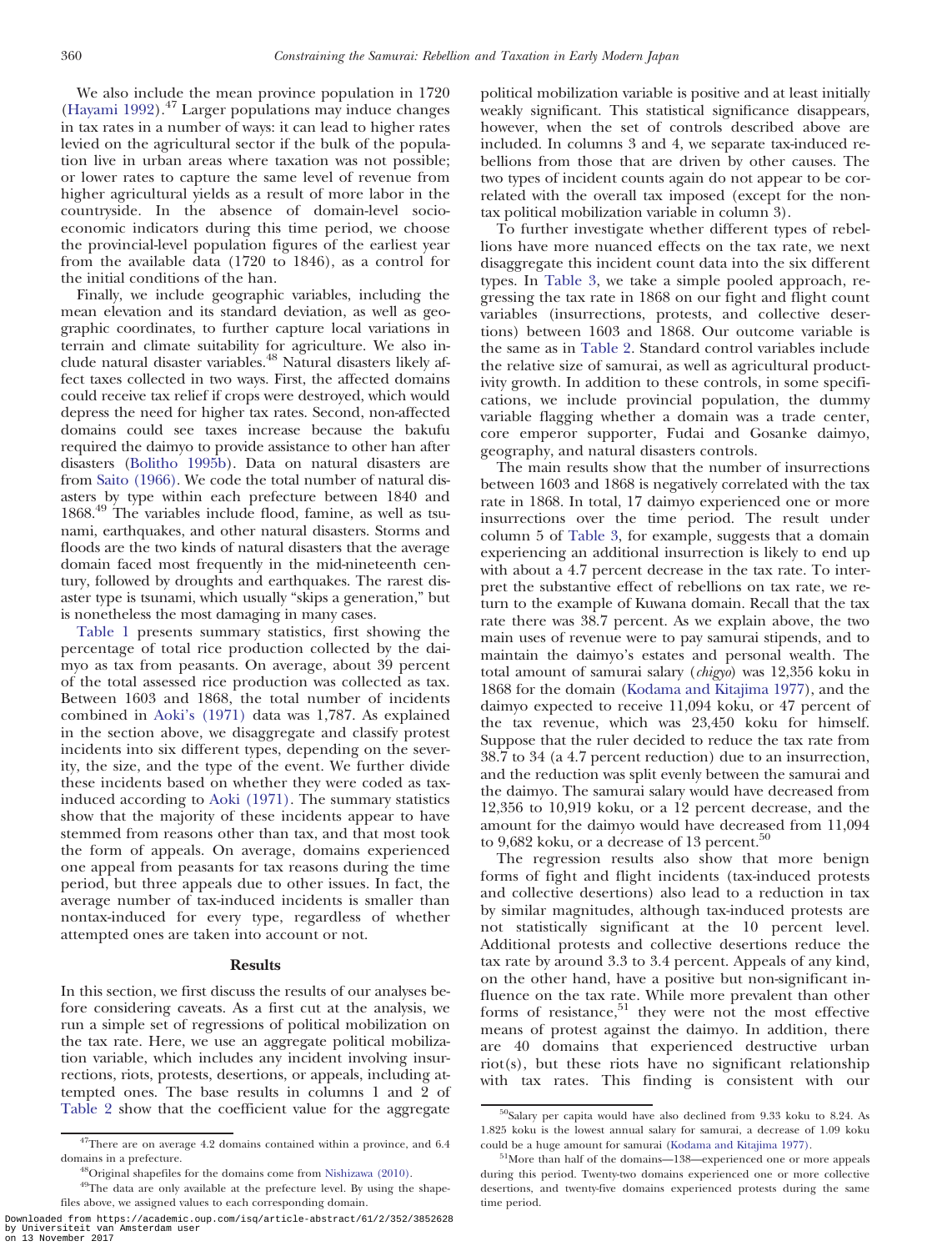We also include the mean province population in 1720 (Hayami 1992).[47] Larger populations may induce changes in tax rates in a number of ways: it can lead to higher rates levied on the agricultural sector if the bulk of the population live in urban areas where taxation was not possible; or lower rates to capture the same level of revenue from higher agricultural yields as a result of more labor in the countryside. In the absence of domain-level socioeconomic indicators during this time period, we choose the provincial-level population figures of the earliest year from the available data (1720 to 1846), as a control for the initial conditions of the han.

Finally, we include geographic variables, including the mean elevation and its standard deviation, as well as geographic coordinates, to further capture local variations in terrain and climate suitability for agriculture. We also include natural disaster variables.[48] Natural disasters likely affect taxes collected in two ways. First, the affected domains could receive tax relief if crops were destroyed, which would depress the need for higher tax rates. Second, non-affected domains could see taxes increase because the bakufu required the daimyo to provide assistance to other han after disasters (Bolitho 1995b). Data on natural disasters are from Saito (1966). We code the total number of natural disasters by type within each prefecture between 1840 and 1868.[49] The variables include flood, famine, as well as tsunami, earthquakes, and other natural disasters. Storms and floods are the two kinds of natural disasters that the average domain faced most frequently in the mid-nineteenth century, followed by droughts and earthquakes. The rarest disaster type is tsunami, which usually "skips a generation," but is nonetheless the most damaging in many cases.

Table 1 presents summary statistics, first showing the percentage of total rice production collected by the daimyo as tax from peasants. On average, about 39 percent of the total assessed rice production was collected as tax. Between 1603 and 1868, the total number of incidents combined in Aoki's (1971) data was 1,787. As explained in the section above, we disaggregate and classify protest incidents into six different types, depending on the severity, the size, and the type of the event. We further divide these incidents based on whether they were coded as tax-induced according to Aoki (1971). The summary statistics show that the majority of these incidents appear to have stemmed from reasons other than tax, and that most took the form of appeals. On average, domains experienced one appeal from peasants for tax reasons during the time period, but three appeals due to other issues. In fact, the average number of tax-induced incidents is smaller than nontax-induced for every type, regardless of whether attempted ones are taken into account or not.

## Results

In this section, we first discuss the results of our analyses before considering caveats. As a first cut at the analysis, we run a simple set of regressions of political mobilization on the tax rate. Here, we use an aggregate political mobilization variable, which includes any incident involving insurrections, riots, protests, desertions, or appeals, including attempted ones. The base results in columns 1 and 2 of Table 2 show that the coefficient value for the aggregate political mobilization variable is positive and at least initially weakly significant. This statistical significance disappears, however, when the set of controls described above are included. In columns 3 and 4, we separate tax-induced rebellions from those that are driven by other causes. The two types of incident counts again do not appear to be correlated with the overall tax imposed (except for the nontax political mobilization variable in column 3).

To further investigate whether different types of rebellions have more nuanced effects on the tax rate, we next disaggregate this incident count data into the six different types. In Table 3, we take a simple pooled approach, regressing the tax rate in 1868 on our fight and flight count variables (insurrections, protests, and collective desertions) between 1603 and 1868. Our outcome variable is the same as in Table 2. Standard control variables include the relative size of samurai, as well as agricultural productivity growth. In addition to these controls, in some specifications, we include provincial population, the dummy variable flagging whether a domain was a trade center, core emperor supporter, Fudai and Gosanke daimyo, geography, and natural disasters controls.

The main results show that the number of insurrections between 1603 and 1868 is negatively correlated with the tax rate in 1868. In total, 17 daimyo experienced one or more insurrections over the time period. The result under column 5 of Table 3, for example, suggests that a domain experiencing an additional insurrection is likely to end up with about a 4.7 percent decrease in the tax rate. To interpret the substantive effect of rebellions on tax rate, we return to the example of Kuwana domain. Recall that the tax rate there was 38.7 percent. As we explain above, the two main uses of revenue were to pay samurai stipends, and to maintain the daimyo's estates and personal wealth. The total amount of samurai salary (*chigyo*) was 12,356 koku in 1868 for the domain (Kodama and Kitajima 1977), and the daimyo expected to receive 11,094 koku, or 47 percent of the tax revenue, which was 23,450 koku for himself. Suppose that the ruler decided to reduce the tax rate from 38.7 to 34 (a 4.7 percent reduction) due to an insurrection, and the reduction was split evenly between the samurai and the daimyo. The samurai salary would have decreased from 12,356 to 10,919 koku, or a 12 percent decrease, and the amount for the daimyo would have decreased from 11,094 to 9,682 koku, or a decrease of 13 percent.[50]

The regression results also show that more benign forms of fight and flight incidents (tax-induced protests and collective desertions) also lead to a reduction in tax by similar magnitudes, although tax-induced protests are not statistically significant at the 10 percent level. Additional protests and collective desertions reduce the tax rate by around 3.3 to 3.4 percent. Appeals of any kind, on the other hand, have a positive but non-significant influence on the tax rate. While more prevalent than other forms of resistance,[51] they were not the most effective means of protest against the daimyo. In addition, there are 40 domains that experienced destructive urban riot(s), but these riots have no significant relationship with tax rates. This finding is consistent with our

---

[47] There are on average 4.2 domains contained within a province, and 6.4 domains in a prefecture.

[48] Original shapefiles for the domains come from Nishizawa (2010).

[49] The data are only available at the prefecture level. By using the shapefiles above, we assigned values to each corresponding domain.

[50] Salary per capita would have also declined from 9.33 koku to 8.24. As 1.825 koku is the lowest annual salary for samurai, a decrease of 1.09 koku could be a huge amount for samurai (Kodama and Kitajima 1977).

[51] More than half of the domains—138—experienced one or more appeals during this period. Twenty-two domains experienced one or more collective desertions, and twenty-five domains experienced protests during the same time period.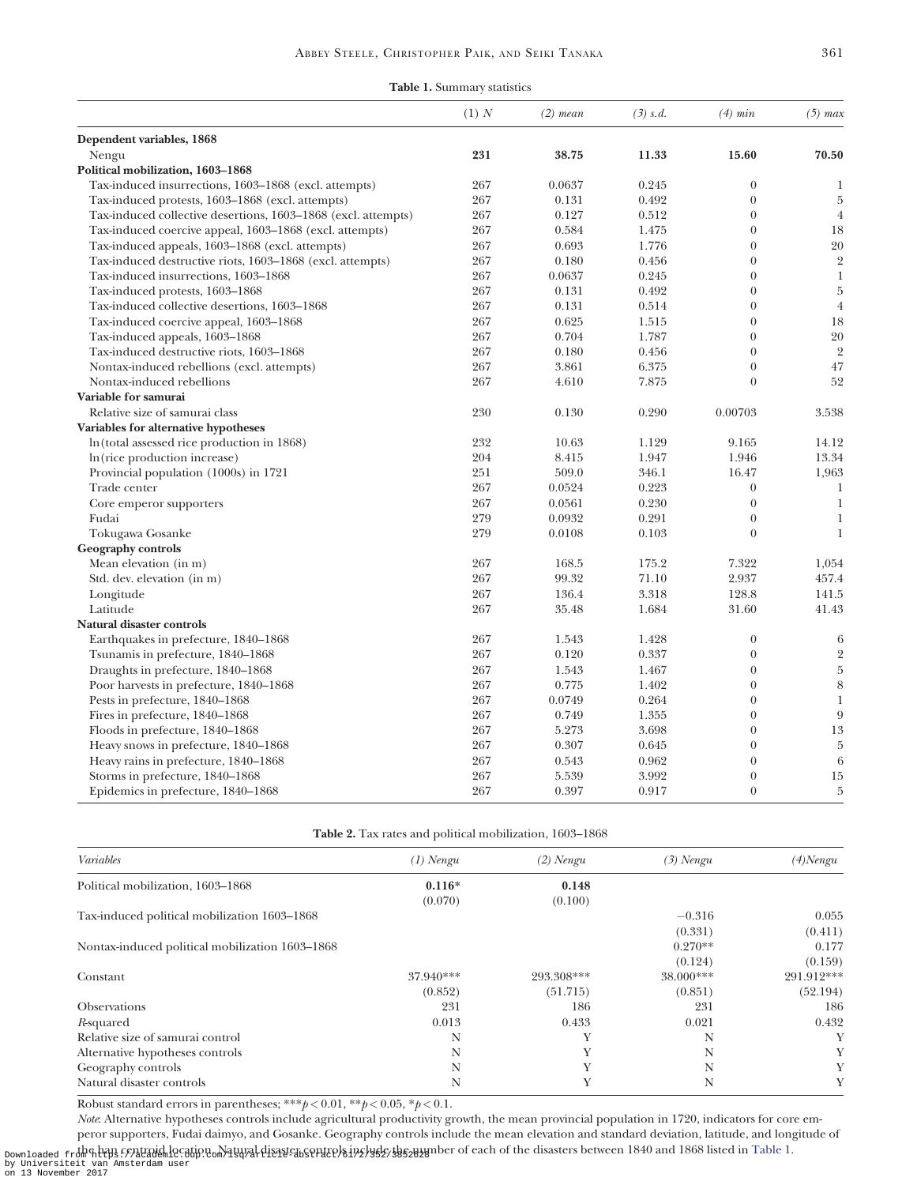**Table 1.** Summary statistics

| | (1) *N* | (2) *mean* | (3) *s.d.* | (4) *min* | (5) *max* |
|---|---|---|---|---|---|
| **Dependent variables, 1868** | | | | | |
| Nengu | **231** | **38.75** | **11.33** | **15.60** | **70.50** |
| **Political mobilization, 1603–1868** | | | | | |
| Tax-induced insurrections, 1603–1868 (excl. attempts) | 267 | 0.0637 | 0.245 | 0 | 1 |
| Tax-induced protests, 1603–1868 (excl. attempts) | 267 | 0.131 | 0.492 | 0 | 5 |
| Tax-induced collective desertions, 1603–1868 (excl. attempts) | 267 | 0.127 | 0.512 | 0 | 4 |
| Tax-induced coercive appeal, 1603–1868 (excl. attempts) | 267 | 0.584 | 1.475 | 0 | 18 |
| Tax-induced appeals, 1603–1868 (excl. attempts) | 267 | 0.693 | 1.776 | 0 | 20 |
| Tax-induced destructive riots, 1603–1868 (excl. attempts) | 267 | 0.180 | 0.456 | 0 | 2 |
| Tax-induced insurrections, 1603–1868 | 267 | 0.0637 | 0.245 | 0 | 1 |
| Tax-induced protests, 1603–1868 | 267 | 0.131 | 0.492 | 0 | 5 |
| Tax-induced collective desertions, 1603–1868 | 267 | 0.131 | 0.514 | 0 | 4 |
| Tax-induced coercive appeal, 1603–1868 | 267 | 0.625 | 1.515 | 0 | 18 |
| Tax-induced appeals, 1603–1868 | 267 | 0.704 | 1.787 | 0 | 20 |
| Tax-induced destructive riots, 1603–1868 | 267 | 0.180 | 0.456 | 0 | 2 |
| Nontax-induced rebellions (excl. attempts) | 267 | 3.861 | 6.375 | 0 | 47 |
| Nontax-induced rebellions | 267 | 4.610 | 7.875 | 0 | 52 |
| **Variable for samurai** | | | | | |
| Relative size of samurai class | 230 | 0.130 | 0.290 | 0.00703 | 3.538 |
| **Variables for alternative hypotheses** | | | | | |
| ln(total assessed rice production in 1868) | 232 | 10.63 | 1.129 | 9.165 | 14.12 |
| ln(rice production increase) | 204 | 8.415 | 1.947 | 1.946 | 13.34 |
| Provincial population (1000s) in 1721 | 251 | 509.0 | 346.1 | 16.47 | 1,963 |
| Trade center | 267 | 0.0524 | 0.223 | 0 | 1 |
| Core emperor supporters | 267 | 0.0561 | 0.230 | 0 | 1 |
| Fudai | 279 | 0.0932 | 0.291 | 0 | 1 |
| Tokugawa Gosanke | 279 | 0.0108 | 0.103 | 0 | 1 |
| **Geography controls** | | | | | |
| Mean elevation (in m) | 267 | 168.5 | 175.2 | 7.322 | 1,054 |
| Std. dev. elevation (in m) | 267 | 99.32 | 71.10 | 2.937 | 457.4 |
| Longitude | 267 | 136.4 | 3.318 | 128.8 | 141.5 |
| Latitude | 267 | 35.48 | 1.684 | 31.60 | 41.43 |
| **Natural disaster controls** | | | | | |
| Earthquakes in prefecture, 1840–1868 | 267 | 1.543 | 1.428 | 0 | 6 |
| Tsunamis in prefecture, 1840–1868 | 267 | 0.120 | 0.337 | 0 | 2 |
| Draughts in prefecture, 1840–1868 | 267 | 1.543 | 1.467 | 0 | 5 |
| Poor harvests in prefecture, 1840–1868 | 267 | 0.775 | 1.402 | 0 | 8 |
| Pests in prefecture, 1840–1868 | 267 | 0.0749 | 0.264 | 0 | 1 |
| Fires in prefecture, 1840–1868 | 267 | 0.749 | 1.355 | 0 | 9 |
| Floods in prefecture, 1840–1868 | 267 | 5.273 | 3.698 | 0 | 13 |
| Heavy snows in prefecture, 1840–1868 | 267 | 0.307 | 0.645 | 0 | 5 |
| Heavy rains in prefecture, 1840–1868 | 267 | 0.543 | 0.962 | 0 | 6 |
| Storms in prefecture, 1840–1868 | 267 | 5.539 | 3.992 | 0 | 15 |
| Epidemics in prefecture, 1840–1868 | 267 | 0.397 | 0.917 | 0 | 5 |

**Table 2.** Tax rates and political mobilization, 1603–1868

| *Variables* | *(1) Nengu* | *(2) Nengu* | *(3) Nengu* | *(4)Nengu* |
|---|---|---|---|---|
| Political mobilization, 1603–1868 | **0.116*** | **0.148** | | |
| | (0.070) | (0.100) | | |
| Tax-induced political mobilization 1603–1868 | | | −0.316 | 0.055 |
| | | | (0.331) | (0.411) |
| Nontax-induced political mobilization 1603–1868 | | | 0.270** | 0.177 |
| | | | (0.124) | (0.159) |
| Constant | 37.940*** | 293.308*** | 38.000*** | 291.912*** |
| | (0.852) | (51.715) | (0.851) | (52.194) |
| Observations | 231 | 186 | 231 | 186 |
| *R*-squared | 0.013 | 0.433 | 0.021 | 0.432 |
| Relative size of samurai control | N | Y | N | Y |
| Alternative hypotheses controls | N | Y | N | Y |
| Geography controls | N | Y | N | Y |
| Natural disaster controls | N | Y | N | Y |

Robust standard errors in parentheses; ***$p < 0.01$, **$p < 0.05$, *$p < 0.1$.

*Note*: Alternative hypotheses controls include agricultural productivity growth, the mean provincial population in 1720, indicators for core emperor supporters, Fudai daimyo, and Gosanke. Geography controls include the mean elevation and standard deviation, latitude, and longitude of the han centroid location. Natural disaster controls include the number of each of the disasters between 1840 and 1868 listed in Table 1.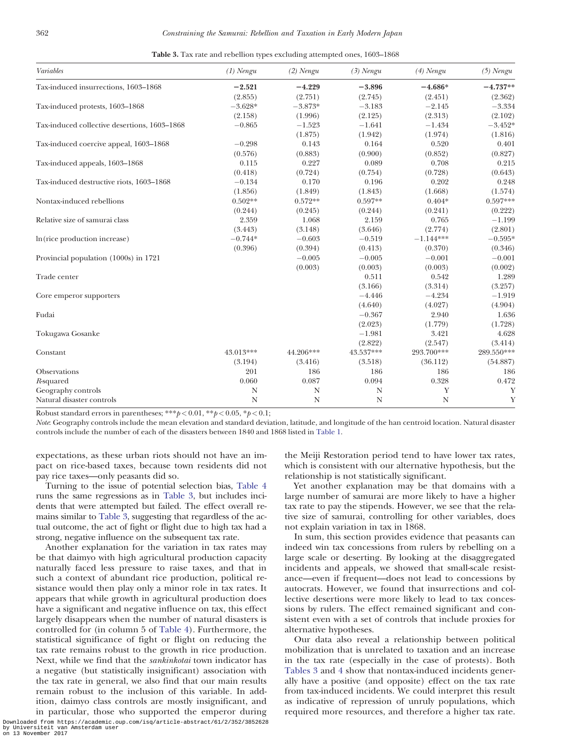**Table 3.** Tax rate and rebellion types excluding attempted ones, 1603–1868

| *Variables* | *(1) Nengu* | *(2) Nengu* | *(3) Nengu* | *(4) Nengu* | *(5) Nengu* |
|---|---|---|---|---|---|
| Tax-induced insurrections, 1603–1868 | **−2.521** | **−4.229** | **−3.896** | **−4.686*** | **−4.737**** |
| | (2.855) | (2.751) | (2.745) | (2.451) | (2.362) |
| Tax-induced protests, 1603–1868 | −3.628* | −3.873* | −3.183 | −2.145 | −3.334 |
| | (2.158) | (1.996) | (2.125) | (2.313) | (2.102) |
| Tax-induced collective desertions, 1603–1868 | −0.865 | −1.523 | −1.641 | −1.434 | −3.452* |
| | | (1.875) | (1.942) | (1.974) | (1.816) |
| Tax-induced coercive appeal, 1603–1868 | −0.298 | 0.143 | 0.164 | 0.520 | 0.401 |
| | (0.576) | (0.883) | (0.900) | (0.852) | (0.827) |
| Tax-induced appeals, 1603–1868 | 0.115 | 0.227 | 0.089 | 0.708 | 0.215 |
| | (0.418) | (0.724) | (0.754) | (0.728) | (0.643) |
| Tax-induced destructive riots, 1603–1868 | −0.134 | 0.170 | 0.196 | 0.202 | 0.248 |
| | (1.856) | (1.849) | (1.843) | (1.668) | (1.574) |
| Nontax-induced rebellions | 0.502** | 0.572** | 0.597** | 0.404* | 0.597*** |
| | (0.244) | (0.245) | (0.244) | (0.241) | (0.222) |
| Relative size of samurai class | 2.359 | 1.068 | 2.159 | 0.765 | −1.199 |
| | (3.443) | (3.148) | (3.646) | (2.774) | (2.801) |
| ln(rice production increase) | −0.744* | −0.603 | −0.519 | −1.144*** | −0.595* |
| | (0.396) | (0.394) | (0.413) | (0.370) | (0.346) |
| Provincial population (1000s) in 1721 | | −0.005 | −0.005 | −0.001 | −0.001 |
| | | (0.003) | (0.003) | (0.003) | (0.002) |
| Trade center | | | 0.511 | 0.542 | 1.289 |
| | | | (3.166) | (3.314) | (3.257) |
| Core emperor supporters | | | −4.446 | −4.234 | −1.919 |
| | | | (4.640) | (4.027) | (4.904) |
| Fudai | | | −0.367 | 2.940 | 1.636 |
| | | | (2.023) | (1.779) | (1.728) |
| Tokugawa Gosanke | | | −1.981 | 3.421 | 4.628 |
| | | | (2.822) | (2.547) | (3.414) |
| Constant | 43.013*** | 44.206*** | 43.537*** | 293.700*** | 289.550*** |
| | (3.194) | (3.416) | (3.518) | (36.112) | (54.887) |
| Observations | 201 | 186 | 186 | 186 | 186 |
| *R*-squared | 0.060 | 0.087 | 0.094 | 0.328 | 0.472 |
| Geography controls | N | N | N | Y | Y |
| Natural disaster controls | N | N | N | N | Y |

Robust standard errors in parentheses; ***$p < 0.01$, **$p < 0.05$, *$p < 0.1$;

*Note*: Geography controls include the mean elevation and standard deviation, latitude, and longitude of the han centroid location. Natural disaster controls include the number of each of the disasters between 1840 and 1868 listed in Table 1.

expectations, as these urban riots should not have an impact on rice-based taxes, because town residents did not pay rice taxes—only peasants did so.

Turning to the issue of potential selection bias, Table 4 runs the same regressions as in Table 3, but includes incidents that were attempted but failed. The effect overall remains similar to Table 3, suggesting that regardless of the actual outcome, the act of fight or flight due to high tax had a strong, negative influence on the subsequent tax rate.

Another explanation for the variation in tax rates may be that daimyo with high agricultural production capacity naturally faced less pressure to raise taxes, and that in such a context of abundant rice production, political resistance would then play only a minor role in tax rates. It appears that while growth in agricultural production does have a significant and negative influence on tax, this effect largely disappears when the number of natural disasters is controlled for (in column 5 of Table 4). Furthermore, the statistical significance of fight or flight on reducing the tax rate remains robust to the growth in rice production. Next, while we find that the *sankinkotai* town indicator has a negative (but statistically insignificant) association with the tax rate in general, we also find that our main results remain robust to the inclusion of this variable. In addition, daimyo class controls are mostly insignificant, and in particular, those who supported the emperor during the Meiji Restoration period tend to have lower tax rates, which is consistent with our alternative hypothesis, but the relationship is not statistically significant.

Yet another explanation may be that domains with a large number of samurai are more likely to have a higher tax rate to pay the stipends. However, we see that the relative size of samurai, controlling for other variables, does not explain variation in tax in 1868.

In sum, this section provides evidence that peasants can indeed win tax concessions from rulers by rebelling on a large scale or deserting. By looking at the disaggregated incidents and appeals, we showed that small-scale resistance—even if frequent—does not lead to concessions by autocrats. However, we found that insurrections and collective desertions were more likely to lead to tax concessions by rulers. The effect remained significant and consistent even with a set of controls that include proxies for alternative hypotheses.

Our data also reveal a relationship between political mobilization that is unrelated to taxation and an increase in the tax rate (especially in the case of protests). Both Tables 3 and 4 show that nontax-induced incidents generally have a positive (and opposite) effect on the tax rate from tax-induced incidents. We could interpret this result as indicative of repression of unruly populations, which required more resources, and therefore a higher tax rate.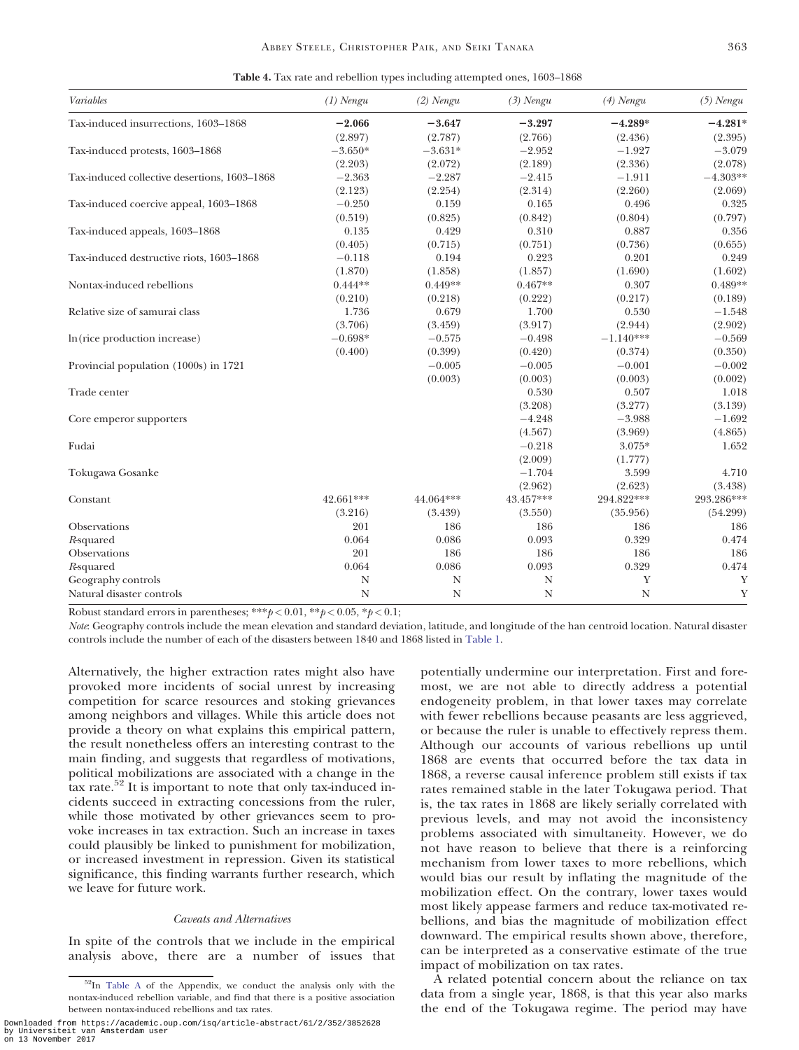**Table 4.** Tax rate and rebellion types including attempted ones, 1603–1868

| *Variables* | *(1) Nengu* | *(2) Nengu* | *(3) Nengu* | *(4) Nengu* | *(5) Nengu* |
|---|---|---|---|---|---|
| Tax-induced insurrections, 1603–1868 | **−2.066** | **−3.647** | **−3.297** | **−4.289*** | **−4.281*** |
| | (2.897) | (2.787) | (2.766) | (2.436) | (2.395) |
| Tax-induced protests, 1603–1868 | −3.650* | −3.631* | −2.952 | −1.927 | −3.079 |
| | (2.203) | (2.072) | (2.189) | (2.336) | (2.078) |
| Tax-induced collective desertions, 1603–1868 | −2.363 | −2.287 | −2.415 | −1.911 | −4.303** |
| | (2.123) | (2.254) | (2.314) | (2.260) | (2.069) |
| Tax-induced coercive appeal, 1603–1868 | −0.250 | 0.159 | 0.165 | 0.496 | 0.325 |
| | (0.519) | (0.825) | (0.842) | (0.804) | (0.797) |
| Tax-induced appeals, 1603–1868 | 0.135 | 0.429 | 0.310 | 0.887 | 0.356 |
| | (0.405) | (0.715) | (0.751) | (0.736) | (0.655) |
| Tax-induced destructive riots, 1603–1868 | −0.118 | 0.194 | 0.223 | 0.201 | 0.249 |
| | (1.870) | (1.858) | (1.857) | (1.690) | (1.602) |
| Nontax-induced rebellions | 0.444** | 0.449** | 0.467** | 0.307 | 0.489** |
| | (0.210) | (0.218) | (0.222) | (0.217) | (0.189) |
| Relative size of samurai class | 1.736 | 0.679 | 1.700 | 0.530 | −1.548 |
| | (3.706) | (3.459) | (3.917) | (2.944) | (2.902) |
| ln(rice production increase) | −0.698* | −0.575 | −0.498 | −1.140*** | −0.569 |
| | (0.400) | (0.399) | (0.420) | (0.374) | (0.350) |
| Provincial population (1000s) in 1721 | | −0.005 | −0.005 | −0.001 | −0.002 |
| | | (0.003) | (0.003) | (0.003) | (0.002) |
| Trade center | | | 0.530 | 0.507 | 1.018 |
| | | | (3.208) | (3.277) | (3.139) |
| Core emperor supporters | | | −4.248 | −3.988 | −1.692 |
| | | | (4.567) | (3.969) | (4.865) |
| Fudai | | | −0.218 | 3.075* | 1.652 |
| | | | (2.009) | (1.777) | |
| Tokugawa Gosanke | | | −1.704 | 3.599 | 4.710 |
| | | | (2.962) | (2.623) | (3.438) |
| Constant | 42.661*** | 44.064*** | 43.457*** | 294.822*** | 293.286*** |
| | (3.216) | (3.439) | (3.550) | (35.956) | (54.299) |
| Observations | 201 | 186 | 186 | 186 | 186 |
| *R*-squared | 0.064 | 0.086 | 0.093 | 0.329 | 0.474 |
| Observations | 201 | 186 | 186 | 186 | 186 |
| *R*-squared | 0.064 | 0.086 | 0.093 | 0.329 | 0.474 |
| Geography controls | N | N | N | Y | Y |
| Natural disaster controls | N | N | N | N | Y |

Robust standard errors in parentheses; ***$p < 0.01$, **$p < 0.05$, *$p < 0.1$;

*Note*: Geography controls include the mean elevation and standard deviation, latitude, and longitude of the han centroid location. Natural disaster controls include the number of each of the disasters between 1840 and 1868 listed in Table 1.

Alternatively, the higher extraction rates might also have provoked more incidents of social unrest by increasing competition for scarce resources and stoking grievances among neighbors and villages. While this article does not provide a theory on what explains this empirical pattern, the result nonetheless offers an interesting contrast to the main finding, and suggests that regardless of motivations, political mobilizations are associated with a change in the tax rate.[52] It is important to note that only tax-induced incidents succeed in extracting concessions from the ruler, while those motivated by other grievances seem to provoke increases in tax extraction. Such an increase in taxes could plausibly be linked to punishment for mobilization, or increased investment in repression. Given its statistical significance, this finding warrants further research, which we leave for future work.

### *Caveats and Alternatives*

In spite of the controls that we include in the empirical analysis above, there are a number of issues that potentially undermine our interpretation. First and foremost, we are not able to directly address a potential endogeneity problem, in that lower taxes may correlate with fewer rebellions because peasants are less aggrieved, or because the ruler is unable to effectively repress them. Although our accounts of various rebellions up until 1868 are events that occurred before the tax data in 1868, a reverse causal inference problem still exists if tax rates remained stable in the later Tokugawa period. That is, the tax rates in 1868 are likely serially correlated with previous levels, and may not avoid the inconsistency problems associated with simultaneity. However, we do not have reason to believe that there is a reinforcing mechanism from lower taxes to more rebellions, which would bias our result by inflating the magnitude of the mobilization effect. On the contrary, lower taxes would most likely appease farmers and reduce tax-motivated rebellions, and bias the magnitude of mobilization effect downward. The empirical results shown above, therefore, can be interpreted as a conservative estimate of the true impact of mobilization on tax rates.

A related potential concern about the reliance on tax data from a single year, 1868, is that this year also marks the end of the Tokugawa regime. The period may have

[52] In Table A of the Appendix, we conduct the analysis only with the nontax-induced rebellion variable, and find that there is a positive association between nontax-induced rebellions and tax rates.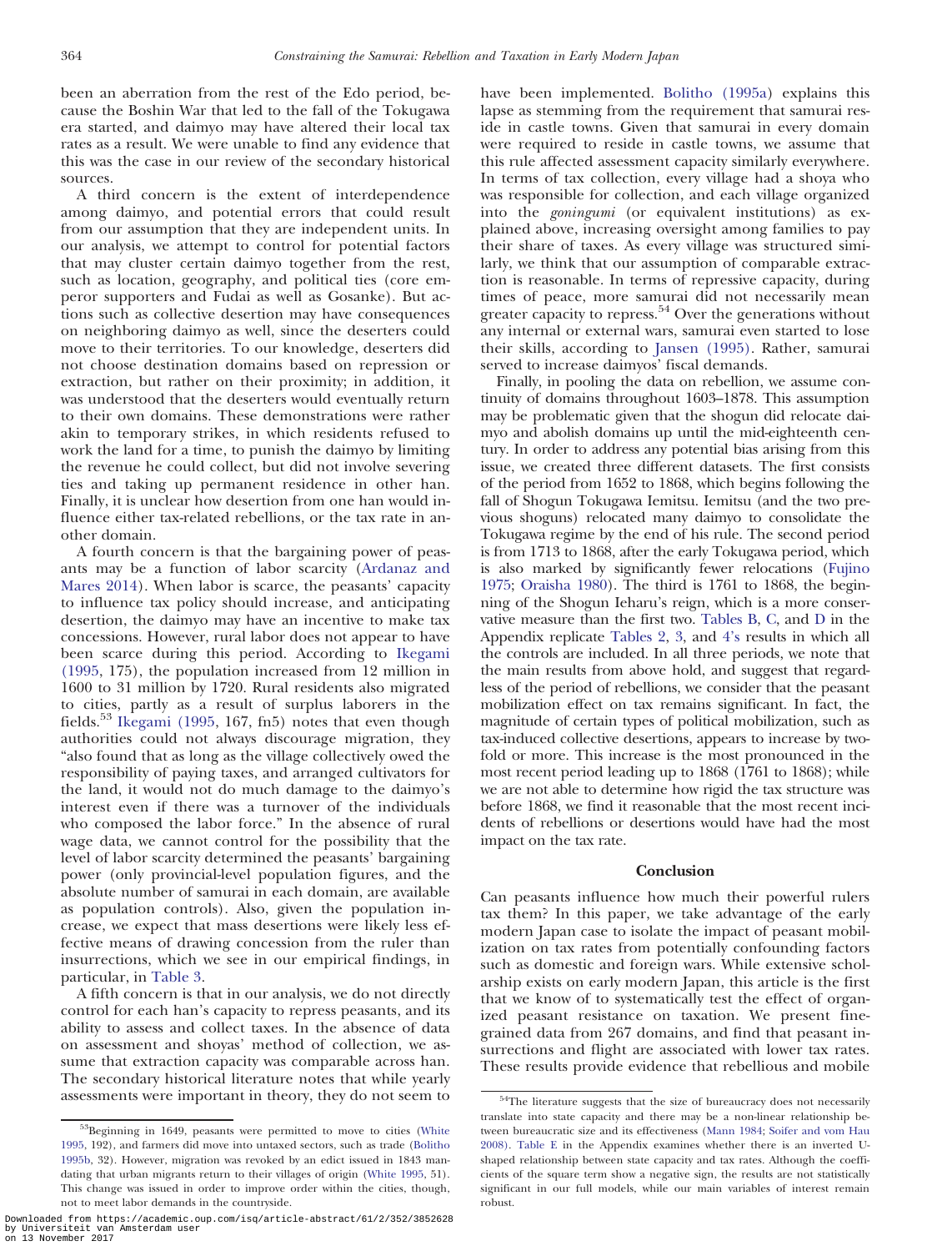been an aberration from the rest of the Edo period, because the Boshin War that led to the fall of the Tokugawa era started, and daimyo may have altered their local tax rates as a result. We were unable to find any evidence that this was the case in our review of the secondary historical sources.

A third concern is the extent of interdependence among daimyo, and potential errors that could result from our assumption that they are independent units. In our analysis, we attempt to control for potential factors that may cluster certain daimyo together from the rest, such as location, geography, and political ties (core emperor supporters and Fudai as well as Gosanke). But actions such as collective desertion may have consequences on neighboring daimyo as well, since the deserters could move to their territories. To our knowledge, deserters did not choose destination domains based on repression or extraction, but rather on their proximity; in addition, it was understood that the deserters would eventually return to their own domains. These demonstrations were rather akin to temporary strikes, in which residents refused to work the land for a time, to punish the daimyo by limiting the revenue he could collect, but did not involve severing ties and taking up permanent residence in other han. Finally, it is unclear how desertion from one han would influence either tax-related rebellions, or the tax rate in another domain.

A fourth concern is that the bargaining power of peasants may be a function of labor scarcity (Ardanaz and Mares 2014). When labor is scarce, the peasants' capacity to influence tax policy should increase, and anticipating desertion, the daimyo may have an incentive to make tax concessions. However, rural labor does not appear to have been scarce during this period. According to Ikegami (1995, 175), the population increased from 12 million in 1600 to 31 million by 1720. Rural residents also migrated to cities, partly as a result of surplus laborers in the fields.[53] Ikegami (1995, 167, fn5) notes that even though authorities could not always discourage migration, they "also found that as long as the village collectively owed the responsibility of paying taxes, and arranged cultivators for the land, it would not do much damage to the daimyo's interest even if there was a turnover of the individuals who composed the labor force." In the absence of rural wage data, we cannot control for the possibility that the level of labor scarcity determined the peasants' bargaining power (only provincial-level population figures, and the absolute number of samurai in each domain, are available as population controls). Also, given the population increase, we expect that mass desertions were likely less effective means of drawing concession from the ruler than insurrections, which we see in our empirical findings, in particular, in Table 3.

A fifth concern is that in our analysis, we do not directly control for each han's capacity to repress peasants, and its ability to assess and collect taxes. In the absence of data on assessment and shoyas' method of collection, we assume that extraction capacity was comparable across han. The secondary historical literature notes that while yearly assessments were important in theory, they do not seem to have been implemented. Bolitho (1995a) explains this lapse as stemming from the requirement that samurai reside in castle towns. Given that samurai in every domain were required to reside in castle towns, we assume that this rule affected assessment capacity similarly everywhere. In terms of tax collection, every village had a shoya who was responsible for collection, and each village organized into the *goningumi* (or equivalent institutions) as explained above, increasing oversight among families to pay their share of taxes. As every village was structured similarly, we think that our assumption of comparable extraction is reasonable. In terms of repressive capacity, during times of peace, more samurai did not necessarily mean greater capacity to repress.[54] Over the generations without any internal or external wars, samurai even started to lose their skills, according to Jansen (1995). Rather, samurai served to increase daimyos' fiscal demands.

Finally, in pooling the data on rebellion, we assume continuity of domains throughout 1603–1878. This assumption may be problematic given that the shogun did relocate daimyo and abolish domains up until the mid-eighteenth century. In order to address any potential bias arising from this issue, we created three different datasets. The first consists of the period from 1652 to 1868, which begins following the fall of Shogun Tokugawa Iemitsu. Iemitsu (and the two previous shoguns) relocated many daimyo to consolidate the Tokugawa regime by the end of his rule. The second period is from 1713 to 1868, after the early Tokugawa period, which is also marked by significantly fewer relocations (Fujino 1975; Oraisha 1980). The third is 1761 to 1868, the beginning of the Shogun Ieharu's reign, which is a more conservative measure than the first two. Tables B, C, and D in the Appendix replicate Tables 2, 3, and 4's results in which all the controls are included. In all three periods, we note that the main results from above hold, and suggest that regardless of the period of rebellions, we consider that the peasant mobilization effect on tax remains significant. In fact, the magnitude of certain types of political mobilization, such as tax-induced collective desertions, appears to increase by twofold or more. This increase is the most pronounced in the most recent period leading up to 1868 (1761 to 1868); while we are not able to determine how rigid the tax structure was before 1868, we find it reasonable that the most recent incidents of rebellions or desertions would have had the most impact on the tax rate.

## Conclusion

Can peasants influence how much their powerful rulers tax them? In this paper, we take advantage of the early modern Japan case to isolate the impact of peasant mobilization on tax rates from potentially confounding factors such as domestic and foreign wars. While extensive scholarship exists on early modern Japan, this article is the first that we know of to systematically test the effect of organized peasant resistance on taxation. We present fine-grained data from 267 domains, and find that peasant insurrections and flight are associated with lower tax rates. These results provide evidence that rebellious and mobile

[53] Beginning in 1649, peasants were permitted to move to cities (White 1995, 192), and farmers did move into untaxed sectors, such as trade (Bolitho 1995b, 32). However, migration was revoked by an edict issued in 1843 mandating that urban migrants return to their villages of origin (White 1995, 51). This change was issued in order to improve order within the cities, though, not to meet labor demands in the countryside.

[54] The literature suggests that the size of bureaucracy does not necessarily translate into state capacity and there may be a non-linear relationship between bureaucratic size and its effectiveness (Mann 1984; Soifer and vom Hau 2008). Table E in the Appendix examines whether there is an inverted U-shaped relationship between state capacity and tax rates. Although the coefficients of the square term show a negative sign, the results are not statistically significant in our full models, while our main variables of interest remain robust.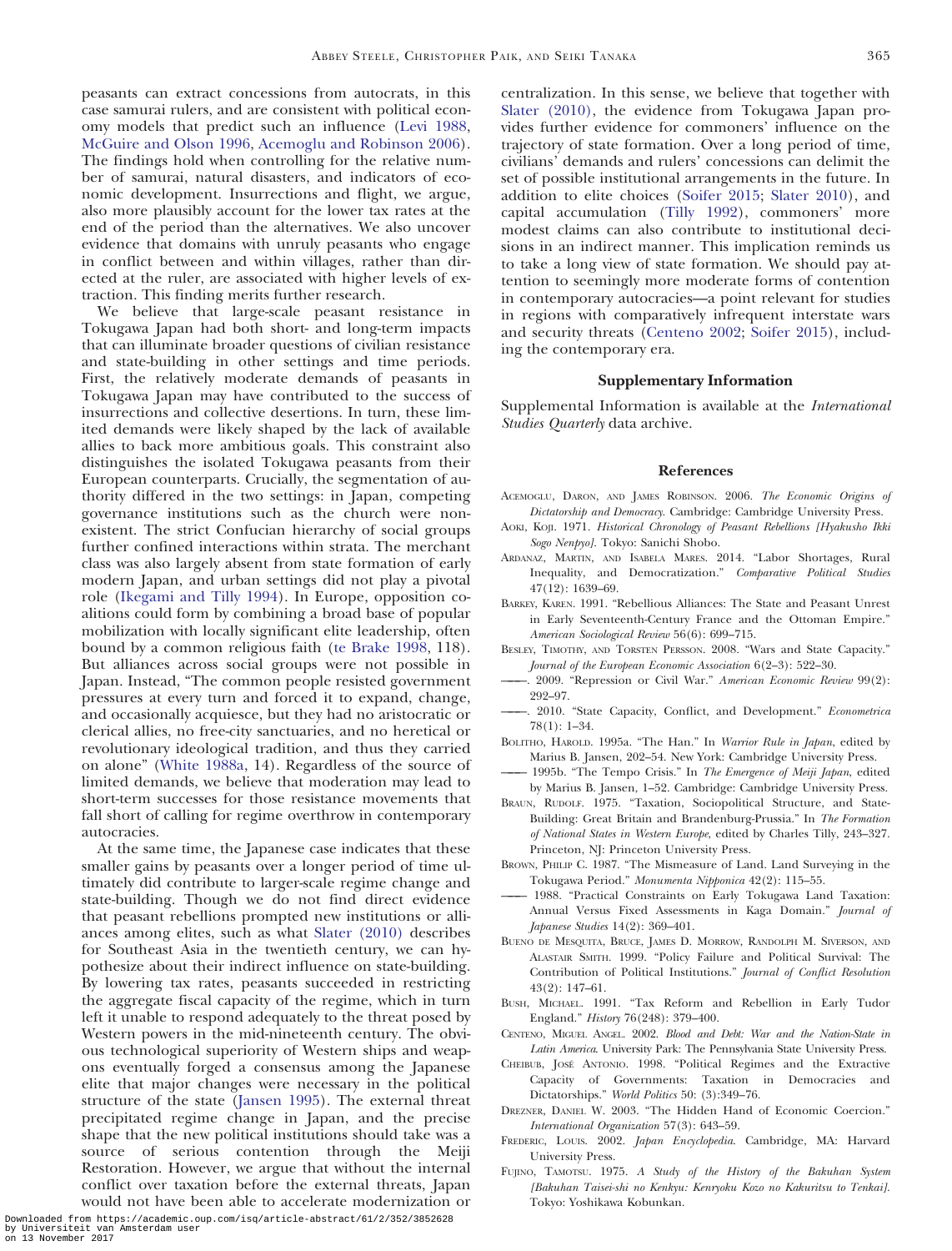peasants can extract concessions from autocrats, in this case samurai rulers, and are consistent with political economy models that predict such an influence (Levi 1988, McGuire and Olson 1996, Acemoglu and Robinson 2006). The findings hold when controlling for the relative number of samurai, natural disasters, and indicators of economic development. Insurrections and flight, we argue, also more plausibly account for the lower tax rates at the end of the period than the alternatives. We also uncover evidence that domains with unruly peasants who engage in conflict between and within villages, rather than directed at the ruler, are associated with higher levels of extraction. This finding merits further research.

We believe that large-scale peasant resistance in Tokugawa Japan had both short- and long-term impacts that can illuminate broader questions of civilian resistance and state-building in other settings and time periods. First, the relatively moderate demands of peasants in Tokugawa Japan may have contributed to the success of insurrections and collective desertions. In turn, these limited demands were likely shaped by the lack of available allies to back more ambitious goals. This constraint also distinguishes the isolated Tokugawa peasants from their European counterparts. Crucially, the segmentation of authority differed in the two settings: in Japan, competing governance institutions such as the church were nonexistent. The strict Confucian hierarchy of social groups further confined interactions within strata. The merchant class was also largely absent from state formation of early modern Japan, and urban settings did not play a pivotal role (Ikegami and Tilly 1994). In Europe, opposition coalitions could form by combining a broad base of popular mobilization with locally significant elite leadership, often bound by a common religious faith (te Brake 1998, 118). But alliances across social groups were not possible in Japan. Instead, "The common people resisted government pressures at every turn and forced it to expand, change, and occasionally acquiesce, but they had no aristocratic or clerical allies, no free-city sanctuaries, and no heretical or revolutionary ideological tradition, and thus they carried on alone" (White 1988a, 14). Regardless of the source of limited demands, we believe that moderation may lead to short-term successes for those resistance movements that fall short of calling for regime overthrow in contemporary autocracies.

At the same time, the Japanese case indicates that these smaller gains by peasants over a longer period of time ultimately did contribute to larger-scale regime change and state-building. Though we do not find direct evidence that peasant rebellions prompted new institutions or alliances among elites, such as what Slater (2010) describes for Southeast Asia in the twentieth century, we can hypothesize about their indirect influence on state-building. By lowering tax rates, peasants succeeded in restricting the aggregate fiscal capacity of the regime, which in turn left it unable to respond adequately to the threat posed by Western powers in the mid-nineteenth century. The obvious technological superiority of Western ships and weapons eventually forged a consensus among the Japanese elite that major changes were necessary in the political structure of the state (Jansen 1995). The external threat precipitated regime change in Japan, and the precise shape that the new political institutions should take was a source of serious contention through the Meiji Restoration. However, we argue that without the internal conflict over taxation before the external threats, Japan would not have been able to accelerate modernization or centralization. In this sense, we believe that together with Slater (2010), the evidence from Tokugawa Japan provides further evidence for commoners' influence on the trajectory of state formation. Over a long period of time, civilians' demands and rulers' concessions can delimit the set of possible institutional arrangements in the future. In addition to elite choices (Soifer 2015; Slater 2010), and capital accumulation (Tilly 1992), commoners' more modest claims can also contribute to institutional decisions in an indirect manner. This implication reminds us to take a long view of state formation. We should pay attention to seemingly more moderate forms of contention in contemporary autocracies—a point relevant for studies in regions with comparatively infrequent interstate wars and security threats (Centeno 2002; Soifer 2015), including the contemporary era.

## Supplementary Information

Supplemental Information is available at the *International Studies Quarterly* data archive.

## References

Acemoglu, Daron, and James Robinson. 2006. *The Economic Origins of Dictatorship and Democracy.* Cambridge: Cambridge University Press.

Aoki, Koji. 1971. *Historical Chronology of Peasant Rebellions [Hyakusho Ikki Sogo Nenpyo].* Tokyo: Sanichi Shobo.

Ardanaz, Martin, and Isabela Mares. 2014. "Labor Shortages, Rural Inequality, and Democratization." *Comparative Political Studies* 47(12): 1639–69.

Barkey, Karen. 1991. "Rebellious Alliances: The State and Peasant Unrest in Early Seventeenth-Century France and the Ottoman Empire." *American Sociological Review* 56(6): 699–715.

Besley, Timothy, and Torsten Persson. 2008. "Wars and State Capacity." *Journal of the European Economic Association* 6(2–3): 522–30.

———. 2009. "Repression or Civil War." *American Economic Review* 99(2): 292–97.

———. 2010. "State Capacity, Conflict, and Development." *Econometrica* 78(1): 1–34.

Bolitho, Harold. 1995a. "The Han." In *Warrior Rule in Japan*, edited by Marius B. Jansen, 202–54. New York: Cambridge University Press.

——— 1995b. "The Tempo Crisis." In *The Emergence of Meiji Japan*, edited by Marius B. Jansen, 1–52. Cambridge: Cambridge University Press.

Braun, Rudolf. 1975. "Taxation, Sociopolitical Structure, and State-Building: Great Britain and Brandenburg-Prussia." In *The Formation of National States in Western Europe*, edited by Charles Tilly, 243–327. Princeton, NJ: Princeton University Press.

Brown, Philip C. 1987. "The Mismeasure of Land. Land Surveying in the Tokugawa Period." *Monumenta Nipponica* 42(2): 115–55.

——— 1988. "Practical Constraints on Early Tokugawa Land Taxation: Annual Versus Fixed Assessments in Kaga Domain." *Journal of Japanese Studies* 14(2): 369–401.

Bueno de Mesquita, Bruce, James D. Morrow, Randolph M. Siverson, and Alastair Smith. 1999. "Policy Failure and Political Survival: The Contribution of Political Institutions." *Journal of Conflict Resolution* 43(2): 147–61.

Bush, Michael. 1991. "Tax Reform and Rebellion in Early Tudor England." *History* 76(248): 379–400.

Centeno, Miguel Angel. 2002. *Blood and Debt: War and the Nation-State in Latin America.* University Park: The Pennsylvania State University Press.

Cheibub, José Antonio. 1998. "Political Regimes and the Extractive Capacity of Governments: Taxation in Democracies and Dictatorships." *World Politics* 50: (3):349–76.

Drezner, Daniel W. 2003. "The Hidden Hand of Economic Coercion." *International Organization* 57(3): 643–59.

Frederic, Louis. 2002. *Japan Encyclopedia.* Cambridge, MA: Harvard University Press.

Fujino, Tamotsu. 1975. *A Study of the History of the Bakuhan System [Bakuhan Taisei-shi no Kenkyu: Kenryoku Kozo no Kakuritsu to Tenkai].* Tokyo: Yoshikawa Kobunkan.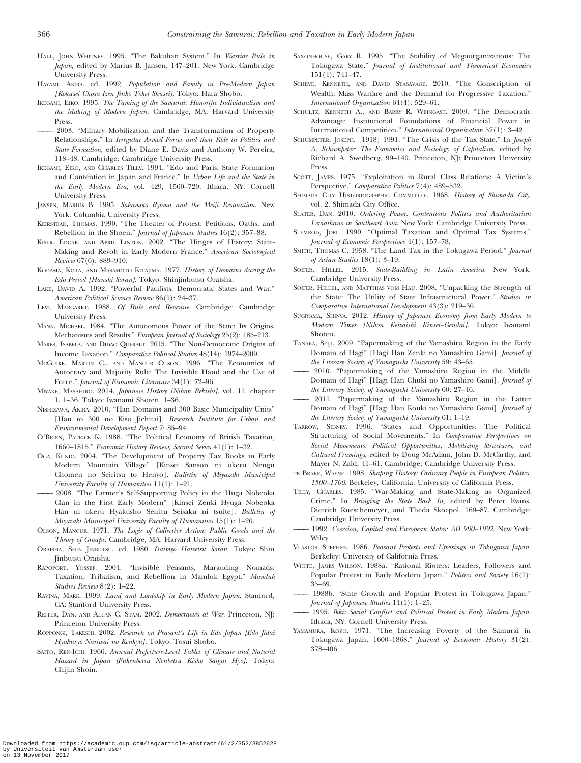Hall, John Whitney. 1995. "The Bakuhan System." In *Warrior Rule in Japan*, edited by Marius B. Jansen, 147–201. New York: Cambridge University Press.

Hayami, Akira, ed. 1992. *Population and Family in Pre-Modern Japan [Kokusei Chosa Izen Jinko Tokei Shusei]*. Tokyo: Hara Shobo.

Ikegami, Eiko. 1995. *The Taming of the Samurai: Honorific Individualism and the Making of Modern Japan*. Cambridge, MA: Harvard University Press.

——— 2003. "Military Mobilization and the Transformation of Property Relationships." In *Irregular Armed Forces and their Role in Politics and State Formation*, edited by Diane E. Davis and Anthony W. Pereira, 118–48. Cambridge: Cambridge University Press.

Ikegami, Eiko, and Charles Tilly. 1994. "Edo and Paris: State Formation and Contention in Japan and France." In *Urban Life and the State in the Early Modern Era*, vol. 429, 1560–720. Ithaca, NY: Cornell University Press.

Jansen, Marius B. 1995. *Sakamoto Ryoma and the Meiji Restoration*. New York: Columbia University Press.

Keirstead, Thomas. 1990. "The Theater of Protest: Petitions, Oaths, and Rebellion in the Shoen." *Journal of Japanese Studies* 16(2): 357–88.

Kiser, Edgar, and April Linton. 2002. "The Hinges of History: State-Making and Revolt in Early Modern France." *American Sociological Review* 67(6): 889–910.

Kodama, Kota, and Masamoto Kitajima. 1977. *History of Domains during the Edo Period [Hanshi Soran]*. Tokyo: Shinjinbutsu Oraisha.

Lake, David A. 1992. "Powerful Pacifists: Democratic States and War." *American Political Science Review* 86(1): 24–37.

Levi, Margaret. 1988. *Of Rule and Revenue*. Cambridge: Cambridge University Press.

Mann, Michael. 1984. "The Autonomous Power of the State: Its Origins, Mechanisms and Results." *European Journal of Sociology* 25(2): 185–213.

Mares, Isabela, and Didac Queralt. 2015. "The Non-Democratic Origins of Income Taxation." *Comparative Political Studies* 48(14): 1974–2009.

McGuire, Martin C., and Mancur Olson. 1996. "The Economics of Autocracy and Majority Rule: The Invisible Hand and the Use of Force." *Journal of Economic Literature* 34(1): 72–96.

Miyake, Masahiro. 2014. *Japanese History [Nihon Rekishi]*, vol. 11, chapter 1, 1–36. Tokyo: Iwanami Shoten. 1–36.

Nishizawa, Akira. 2010. "Han Domains and 300 Basic Municipality Units" [Han to 300 no Kiso Jichitai]. *Research Institute for Urban and Environmental Development Report* 7: 85–94.

O'Brien, Patrick K. 1988. "The Political Economy of British Taxation, 1660–1815." *Economic History Review, Second Series* 41(1): 1–32.

Oga, Kunio. 2004. "The Development of Property Tax Books in Early Modern Mountain Village" [Kinsei Sanson ni okeru Nengu Chomen no Seiritsu to Henyo]. *Bulletin of Miyazaki Municipal University Faculty of Humanities* 11(1): 1–21.

——— 2008. "The Farmer's Self-Supporting Policy in the Huga Nobeoka Clan in the First Early Modern" [Kinsei Zenki Hyuga Nobeoka Han ni okeru Hyakusho Seiritu Seisaku ni tsuite]. *Bulletin of Miyazaki Municipal University Faculty of Humanities* 15(1): 1–20.

Olson, Mancur. 1971. *The Logic of Collective Action: Public Goods and the Theory of Groups*. Cambridge, MA: Harvard University Press.

Oraisha, Shin Jinbutsu, ed. 1980. *Daimyo Haizetsu Soran*. Tokyo: Shin Jinbutsu Oraisha.

Rapoport, Yossef. 2004. "Invisible Peasants, Marauding Nomads: Taxation, Tribalism, and Rebellion in Mamluk Egypt." *Mamluk Studies Review* 8(2): 1–22.

Ravina, Mark. 1999. *Land and Lordship in Early Modern Japan*. Stanford, CA: Stanford University Press.

Reiter, Dan, and Allan C. Stam. 2002. *Democracies at War*. Princeton, NJ: Princeton University Press.

Roppongi, Takeshi. 2002. *Research on Peasant's Life in Edo Japan [Edo Jidai Hyakusyo Nariwai no Kenkyu]*. Tokyo: Tosui Shobo.

Saito, Ren-Ichi. 1966. *Annual Prefecture-Level Tables of Climate and Natural Hazard in Japan [Fukenbetsu Nenbetsu Kisho Saigai Hyo]*. Tokyo: Chijin Shoin.

Saxonhouse, Gary R. 1995. "The Stability of Megaorganizations: The Tokugawa State." *Journal of Institutional and Theoretical Economics* 151(4): 741–47.

Scheve, Kenneth, and David Stasavage. 2010. "The Conscription of Wealth: Mass Warfare and the Demand for Progressive Taxation." *International Organization* 64(4): 529–61.

Schultz, Kenneth A., and Barry R. Weingast. 2003. "The Democratic Advantage: Institutional Foundations of Financial Power in International Competition." *International Organization* 57(1): 3–42.

Schumpeter, Joseph. [1918] 1991. "The Crisis of the Tax State." In *Joseph A. Schumpeter: The Economics and Sociology of Capitalism*, edited by Richard A. Swedberg, 99–140. Princeton, NJ: Princeton University Press.

Scott, James. 1975. "Exploitation in Rural Class Relations: A Victim's Perspective." *Comparative Politics* 7(4): 489–532.

Shimada City Historiographic Committee. 1968. *History of Shimada City*, vol. 2. Shimada City Office.

Slater, Dan. 2010. *Ordering Power: Contentious Politics and Authoritarian Leviathans in Southeast Asia*. New York: Cambridge University Press.

Slemrod, Joel. 1990. "Optimal Taxation and Optimal Tax Systems." *Journal of Economic Perspectives* 4(1): 157–78.

Smith, Thomas C. 1958. "The Land Tax in the Tokugawa Period." *Journal of Asian Studies* 18(1): 3–19.

Soifer, Hillel. 2015. *State-Building in Latin America*. New York: Cambridge University Press.

Soifer, Hillel, and Matthias vom Hau. 2008. "Unpacking the Strength of the State: The Utility of State Infrastructural Power." *Studies in Comparative International Development* 43(3): 219–30.

Sugiyama, Shinya. 2012. *History of Japanese Economy from Early Modern to Modern Times [Nihon Keizaishi Kinsei–Gendai]*. Tokyo: Iwanami Shoten.

Tanaka, Seiji. 2009. "Papermaking of the Yamashiro Region in the Early Domain of Hagi" [Hagi Han Zenki no Yamashiro Gami]. *Journal of the Literary Society of Yamaguchi University* 59: 43–65.

——— 2010. "Papermaking of the Yamashiro Region in the Middle Domain of Hagi" [Hagi Han Chuki no Yamashiro Gami]. *Journal of the Literary Society of Yamaguchi University* 60: 27–46.

——— 2011. "Papermaking of the Yamashiro Region in the Latter Domain of Hagi" [Hagi Han Kouki no Yamashiro Gami]. *Journal of the Literary Society of Yamaguchi University* 61: 1–19.

Tarrow, Sidney. 1996. "States and Opportunities: The Political Structuring of Social Movements." In *Comparative Perspectives on Social Movements: Political Opportunities, Mobilizing Structures, and Cultural Framings*, edited by Doug McAdam, John D. McCarthy, and Mayer N. Zald, 41–61. Cambridge: Cambridge University Press.

te Brake, Wayne. 1998. *Shaping History: Ordinary People in European Politics, 1500–1700*. Berkeley, California: University of California Press.

Tilly, Charles. 1985. "War-Making and State-Making as Organized Crime." In *Bringing the State Back In*, edited by Peter Evans, Dietrich Rueschemeyer, and Theda Skocpol, 169–87. Cambridge: Cambridge University Press.

——— 1992. *Coercion, Capital and European States: AD 990–1992*. New York: Wiley.

Vlastos, Stephen. 1986. *Peasant Protests and Uprisings in Tokugawa Japan*. Berkeley: University of California Press.

White, James Wilson. 1988a. "Rational Rioters: Leaders, Followers and Popular Protest in Early Modern Japan." *Politics and Society* 16(1): 35–69.

——— 1988b. "State Growth and Popular Protest in Tokugawa Japan." *Journal of Japanese Studies* 14(1): 1–25.

——— 1995. *Ikki: Social Conflict and Political Protest in Early Modern Japan*. Ithaca, NY: Cornell University Press.

Yamamura, Kozo. 1971. "The Increasing Poverty of the Samurai in Tokugawa Japan, 1600–1868." *Journal of Economic History* 31(2): 378–406.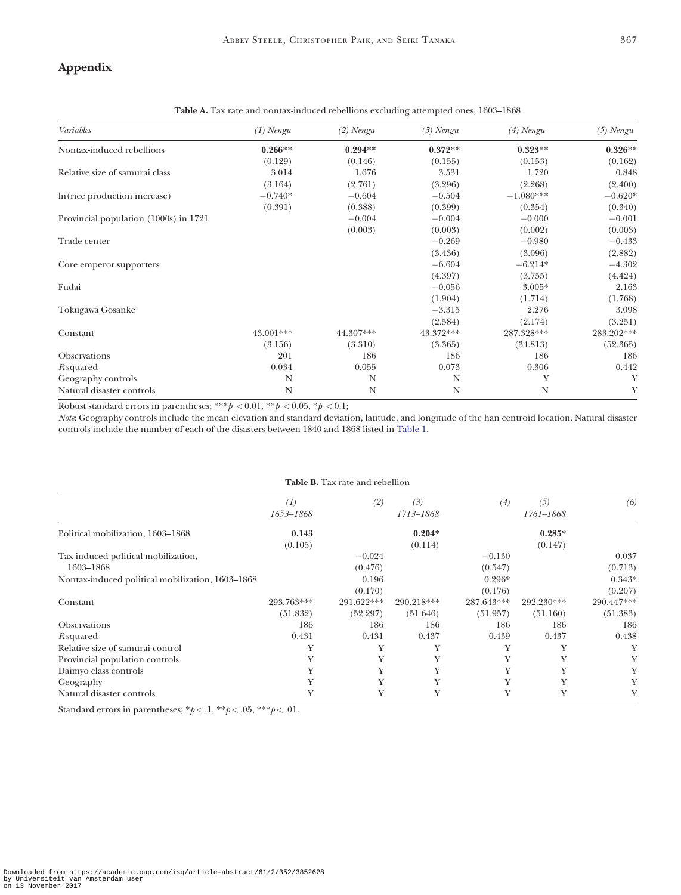## Appendix

**Table A.** Tax rate and nontax-induced rebellions excluding attempted ones, 1603–1868

| *Variables* | *(1) Nengu* | *(2) Nengu* | *(3) Nengu* | *(4) Nengu* | *(5) Nengu* |
|---|---|---|---|---|---|
| Nontax-induced rebellions | **0.266**** | **0.294**** | **0.372**** | **0.323**** | **0.326**** |
| | (0.129) | (0.146) | (0.155) | (0.153) | (0.162) |
| Relative size of samurai class | 3.014 | 1.676 | 3.531 | 1.720 | 0.848 |
| | (3.164) | (2.761) | (3.296) | (2.268) | (2.400) |
| ln(rice production increase) | −0.740* | −0.604 | −0.504 | −1.080*** | −0.620* |
| | (0.391) | (0.388) | (0.399) | (0.354) | (0.340) |
| Provincial population (1000s) in 1721 | | −0.004 | −0.004 | −0.000 | −0.001 |
| | | (0.003) | (0.003) | (0.002) | (0.003) |
| Trade center | | | −0.269 | −0.980 | −0.433 |
| | | | (3.436) | (3.096) | (2.882) |
| Core emperor supporters | | | −6.604 | −6.214* | −4.302 |
| | | | (4.397) | (3.755) | (4.424) |
| Fudai | | | −0.056 | 3.005* | 2.163 |
| | | | (1.904) | (1.714) | (1.768) |
| Tokugawa Gosanke | | | −3.315 | 2.276 | 3.098 |
| | | | (2.584) | (2.174) | (3.251) |
| Constant | 43.001*** | 44.307*** | 43.372*** | 287.328*** | 283.202*** |
| | (3.156) | (3.310) | (3.365) | (34.813) | (52.365) |
| Observations | 201 | 186 | 186 | 186 | 186 |
| *R*-squared | 0.034 | 0.055 | 0.073 | 0.306 | 0.442 |
| Geography controls | N | N | N | Y | Y |
| Natural disaster controls | N | N | N | N | Y |

Robust standard errors in parentheses; *** $p < 0.01$, ** $p < 0.05$, * $p < 0.1$;

*Note*: Geography controls include the mean elevation and standard deviation, latitude, and longitude of the han centroid location. Natural disaster controls include the number of each of the disasters between 1840 and 1868 listed in Table 1.

**Table B.** Tax rate and rebellion

| | *(1)* | *(2)* | *(3)* | *(4)* | *(5)* | *(6)* |
|---|---|---|---|---|---|---|
| | *1653–1868* | | *1713–1868* | | *1761–1868* | |
| Political mobilization, 1603–1868 | **0.143** | | **0.204*** | | **0.285*** | |
| | (0.105) | | (0.114) | | (0.147) | |
| Tax-induced political mobilization, 1603–1868 | | −0.024 | | −0.130 | | 0.037 |
| | | (0.476) | | (0.547) | | (0.713) |
| Nontax-induced political mobilization, 1603–1868 | | 0.196 | | 0.296* | | 0.343* |
| | | (0.170) | | (0.176) | | (0.207) |
| Constant | 293.763*** | 291.622*** | 290.218*** | 287.643*** | 292.230*** | 290.447*** |
| | (51.832) | (52.297) | (51.646) | (51.957) | (51.160) | (51.383) |
| Observations | 186 | 186 | 186 | 186 | 186 | 186 |
| *R*-squared | 0.431 | 0.431 | 0.437 | 0.439 | 0.437 | 0.438 |
| Relative size of samurai control | Y | Y | Y | Y | Y | Y |
| Provincial population controls | Y | Y | Y | Y | Y | Y |
| Daimyo class controls | Y | Y | Y | Y | Y | Y |
| Geography | Y | Y | Y | Y | Y | Y |
| Natural disaster controls | Y | Y | Y | Y | Y | Y |

Standard errors in parentheses; * $p < .1$, ** $p < .05$, *** $p < .01$.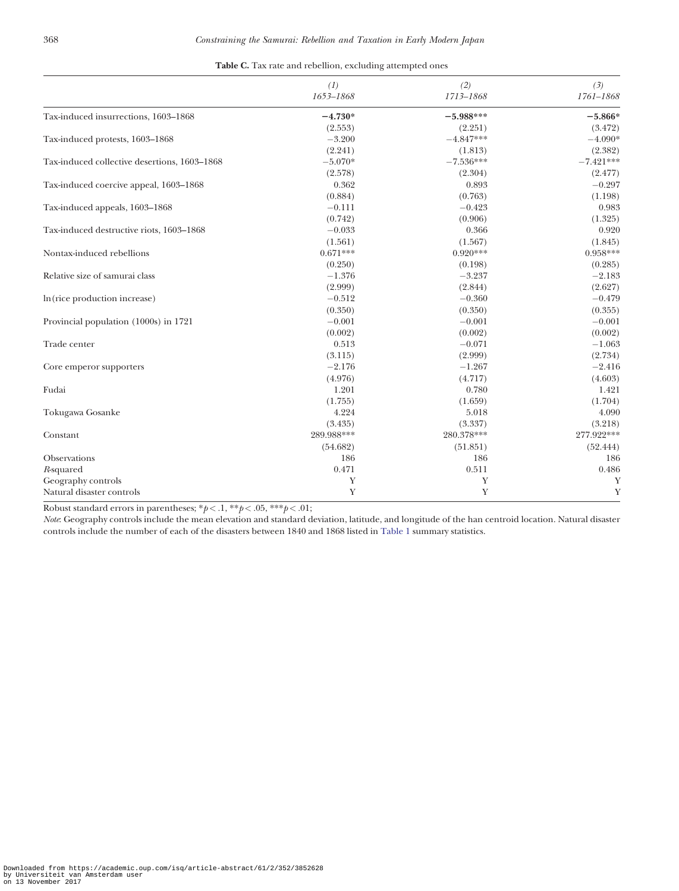**Table C.** Tax rate and rebellion, excluding attempted ones

| | *(1)* *1653–1868* | *(2)* *1713–1868* | *(3)* *1761–1868* |
|---|---|---|---|
| Tax-induced insurrections, 1603–1868 | **−4.730*** | **−5.988***** | **−5.866*** |
| | (2.553) | (2.251) | (3.472) |
| Tax-induced protests, 1603–1868 | −3.200 | −4.847*** | −4.090* |
| | (2.241) | (1.813) | (2.382) |
| Tax-induced collective desertions, 1603–1868 | −5.070* | −7.536*** | −7.421*** |
| | (2.578) | (2.304) | (2.477) |
| Tax-induced coercive appeal, 1603–1868 | 0.362 | 0.893 | −0.297 |
| | (0.884) | (0.763) | (1.198) |
| Tax-induced appeals, 1603–1868 | −0.111 | −0.423 | 0.983 |
| | (0.742) | (0.906) | (1.325) |
| Tax-induced destructive riots, 1603–1868 | −0.033 | 0.366 | 0.920 |
| | (1.561) | (1.567) | (1.845) |
| Nontax-induced rebellions | 0.671*** | 0.920*** | 0.958*** |
| | (0.250) | (0.198) | (0.285) |
| Relative size of samurai class | −1.376 | −3.237 | −2.183 |
| | (2.999) | (2.844) | (2.627) |
| ln(rice production increase) | −0.512 | −0.360 | −0.479 |
| | (0.350) | (0.350) | (0.355) |
| Provincial population (1000s) in 1721 | −0.001 | −0.001 | −0.001 |
| | (0.002) | (0.002) | (0.002) |
| Trade center | 0.513 | −0.071 | −1.063 |
| | (3.115) | (2.999) | (2.734) |
| Core emperor supporters | −2.176 | −1.267 | −2.416 |
| | (4.976) | (4.717) | (4.603) |
| Fudai | 1.201 | 0.780 | 1.421 |
| | (1.755) | (1.659) | (1.704) |
| Tokugawa Gosanke | 4.224 | 5.018 | 4.090 |
| | (3.435) | (3.337) | (3.218) |
| Constant | 289.988*** | 280.378*** | 277.922*** |
| | (54.682) | (51.851) | (52.444) |
| Observations | 186 | 186 | 186 |
| *R*-squared | 0.471 | 0.511 | 0.486 |
| Geography controls | Y | Y | Y |
| Natural disaster controls | Y | Y | Y |

Robust standard errors in parentheses; *$p < .1$, **$p < .05$, ***$p < .01$;

*Note*: Geography controls include the mean elevation and standard deviation, latitude, and longitude of the han centroid location. Natural disaster controls include the number of each of the disasters between 1840 and 1868 listed in Table 1 summary statistics.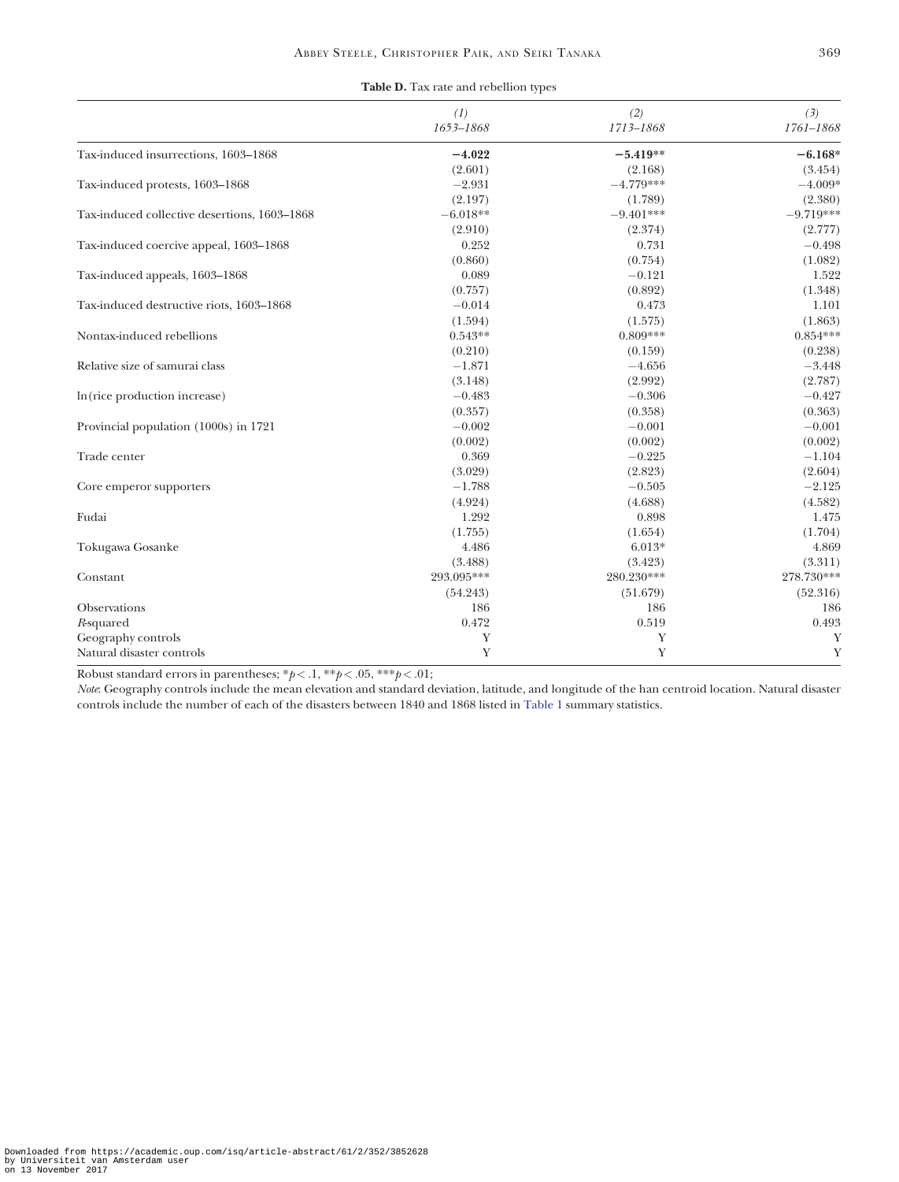**Table D.** Tax rate and rebellion types

| | (1) 1653–1868 | (2) 1713–1868 | (3) 1761–1868 |
|---|---|---|---|
| Tax-induced insurrections, 1603–1868 | **−4.022** | **−5.419**** | **−6.168*** |
| | (2.601) | (2.168) | (3.454) |
| Tax-induced protests, 1603–1868 | −2.931 | −4.779*** | −4.009* |
| | (2.197) | (1.789) | (2.380) |
| Tax-induced collective desertions, 1603–1868 | −6.018** | −9.401*** | −9.719*** |
| | (2.910) | (2.374) | (2.777) |
| Tax-induced coercive appeal, 1603–1868 | 0.252 | 0.731 | −0.498 |
| | (0.860) | (0.754) | (1.082) |
| Tax-induced appeals, 1603–1868 | 0.089 | −0.121 | 1.522 |
| | (0.757) | (0.892) | (1.348) |
| Tax-induced destructive riots, 1603–1868 | −0.014 | 0.473 | 1.101 |
| | (1.594) | (1.575) | (1.863) |
| Nontax-induced rebellions | 0.543** | 0.809*** | 0.854*** |
| | (0.210) | (0.159) | (0.238) |
| Relative size of samurai class | −1.871 | −4.656 | −3.448 |
| | (3.148) | (2.992) | (2.787) |
| ln(rice production increase) | −0.483 | −0.306 | −0.427 |
| | (0.357) | (0.358) | (0.363) |
| Provincial population (1000s) in 1721 | −0.002 | −0.001 | −0.001 |
| | (0.002) | (0.002) | (0.002) |
| Trade center | 0.369 | −0.225 | −1.104 |
| | (3.029) | (2.823) | (2.604) |
| Core emperor supporters | −1.788 | −0.505 | −2.125 |
| | (4.924) | (4.688) | (4.582) |
| Fudai | 1.292 | 0.898 | 1.475 |
| | (1.755) | (1.654) | (1.704) |
| Tokugawa Gosanke | 4.486 | 6.013* | 4.869 |
| | (3.488) | (3.423) | (3.311) |
| Constant | 293.095*** | 280.230*** | 278.730*** |
| | (54.243) | (51.679) | (52.316) |
| Observations | 186 | 186 | 186 |
| *R*-squared | 0.472 | 0.519 | 0.493 |
| Geography controls | Y | Y | Y |
| Natural disaster controls | Y | Y | Y |

Robust standard errors in parentheses; *$p < .1$, **$p < .05$, ***$p < .01$;

*Note*: Geography controls include the mean elevation and standard deviation, latitude, and longitude of the han centroid location. Natural disaster controls include the number of each of the disasters between 1840 and 1868 listed in Table 1 summary statistics.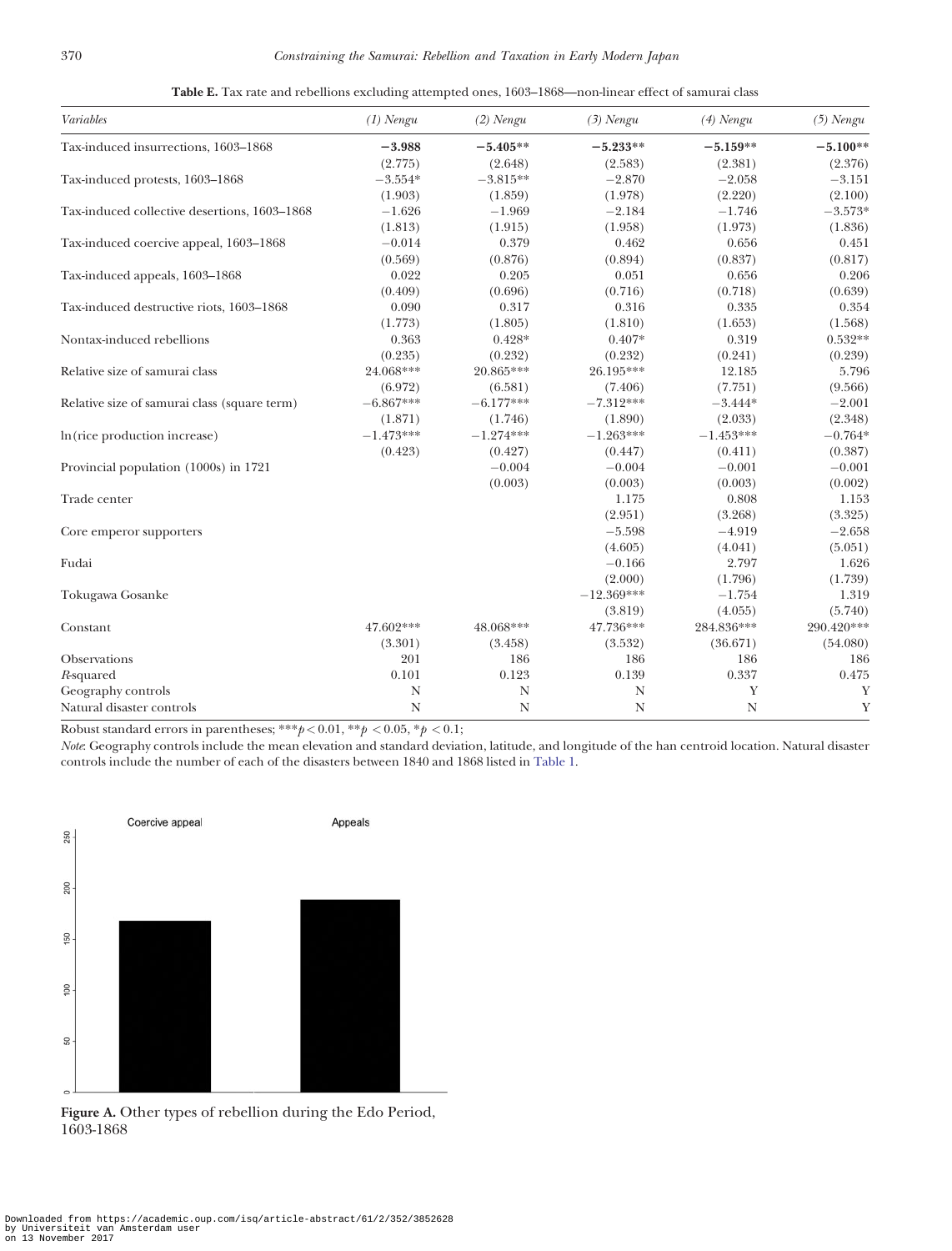**Table E.** Tax rate and rebellions excluding attempted ones, 1603–1868—non-linear effect of samurai class

| *Variables* | *(1) Nengu* | *(2) Nengu* | *(3) Nengu* | *(4) Nengu* | *(5) Nengu* |
|---|---|---|---|---|---|
| Tax-induced insurrections, 1603–1868 | **−3.988** | **−5.405\*\*** | **−5.233\*\*** | **−5.159\*\*** | **−5.100\*\*** |
| | (2.775) | (2.648) | (2.583) | (2.381) | (2.376) |
| Tax-induced protests, 1603–1868 | −3.554* | −3.815** | −2.870 | −2.058 | −3.151 |
| | (1.903) | (1.859) | (1.978) | (2.220) | (2.100) |
| Tax-induced collective desertions, 1603–1868 | −1.626 | −1.969 | −2.184 | −1.746 | −3.573* |
| | (1.813) | (1.915) | (1.958) | (1.973) | (1.836) |
| Tax-induced coercive appeal, 1603–1868 | −0.014 | 0.379 | 0.462 | 0.656 | 0.451 |
| | (0.569) | (0.876) | (0.894) | (0.837) | (0.817) |
| Tax-induced appeals, 1603–1868 | 0.022 | 0.205 | 0.051 | 0.656 | 0.206 |
| | (0.409) | (0.696) | (0.716) | (0.718) | (0.639) |
| Tax-induced destructive riots, 1603–1868 | 0.090 | 0.317 | 0.316 | 0.335 | 0.354 |
| | (1.773) | (1.805) | (1.810) | (1.653) | (1.568) |
| Nontax-induced rebellions | 0.363 | 0.428* | 0.407* | 0.319 | 0.532** |
| | (0.235) | (0.232) | (0.232) | (0.241) | (0.239) |
| Relative size of samurai class | 24.068*** | 20.865*** | 26.195*** | 12.185 | 5.796 |
| | (6.972) | (6.581) | (7.406) | (7.751) | (9.566) |
| Relative size of samurai class (square term) | −6.867*** | −6.177*** | −7.312*** | −3.444* | −2.001 |
| | (1.871) | (1.746) | (1.890) | (2.033) | (2.348) |
| ln(rice production increase) | −1.473*** | −1.274*** | −1.263*** | −1.453*** | −0.764* |
| | (0.423) | (0.427) | (0.447) | (0.411) | (0.387) |
| Provincial population (1000s) in 1721 | | −0.004 | −0.004 | −0.001 | −0.001 |
| | | (0.003) | (0.003) | (0.003) | (0.002) |
| Trade center | | | 1.175 | 0.808 | 1.153 |
| | | | (2.951) | (3.268) | (3.325) |
| Core emperor supporters | | | −5.598 | −4.919 | −2.658 |
| | | | (4.605) | (4.041) | (5.051) |
| Fudai | | | −0.166 | 2.797 | 1.626 |
| | | | (2.000) | (1.796) | (1.739) |
| Tokugawa Gosanke | | | −12.369*** | −1.754 | 1.319 |
| | | | (3.819) | (4.055) | (5.740) |
| Constant | 47.602*** | 48.068*** | 47.736*** | 284.836*** | 290.420*** |
| | (3.301) | (3.458) | (3.532) | (36.671) | (54.080) |
| Observations | 201 | 186 | 186 | 186 | 186 |
| *R*-squared | 0.101 | 0.123 | 0.139 | 0.337 | 0.475 |
| Geography controls | N | N | N | Y | Y |
| Natural disaster controls | N | N | N | N | Y |

Robust standard errors in parentheses; *** $p < 0.01$, ** $p < 0.05$, * $p < 0.1$;

*Note*: Geography controls include the mean elevation and standard deviation, latitude, and longitude of the han centroid location. Natural disaster controls include the number of each of the disasters between 1840 and 1868 listed in Table 1.

Coercive appeal

Appeals

0

50

100

150

200

250

**Figure A.** Other types of rebellion during the Edo Period, 1603-1868